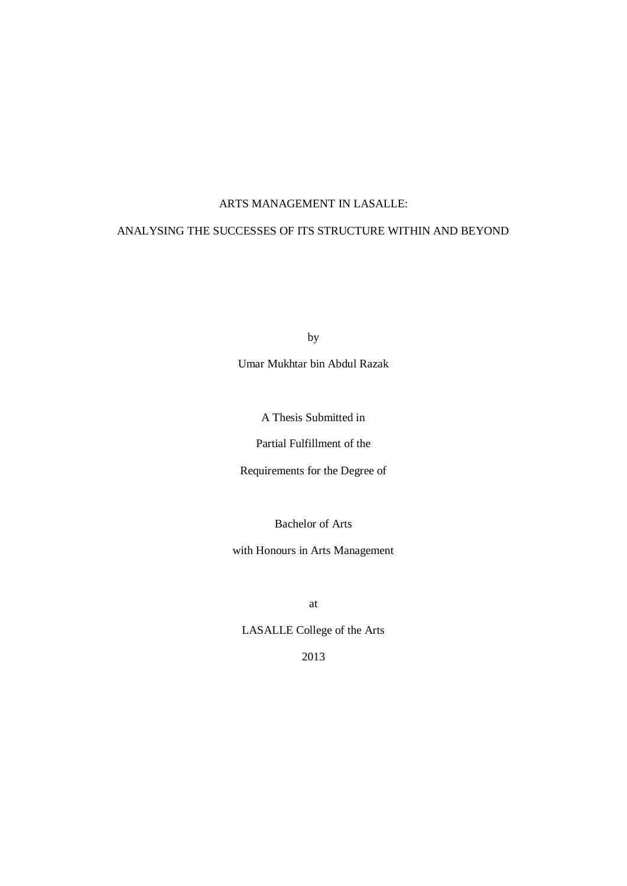# ARTS MANAGEMENT IN LASALLE:

# ANALYSING THE SUCCESSES OF ITS STRUCTURE WITHIN AND BEYOND

by

Umar Mukhtar bin Abdul Razak

A Thesis Submitted in

Partial Fulfillment of the

Requirements for the Degree of

Bachelor of Arts

with Honours in Arts Management

at

LASALLE College of the Arts

2013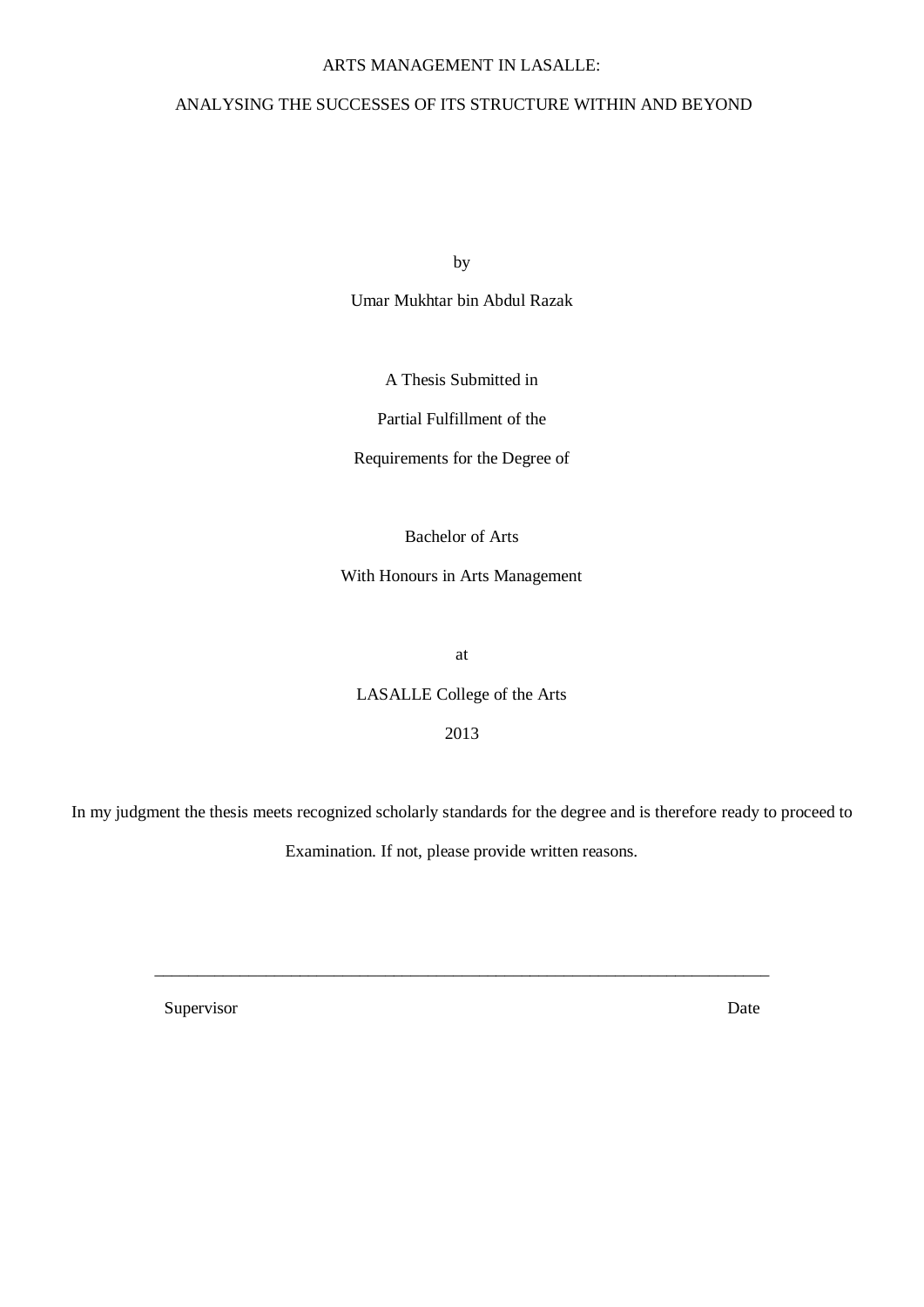# ARTS MANAGEMENT IN LASALLE:

## ANALYSING THE SUCCESSES OF ITS STRUCTURE WITHIN AND BEYOND

by

Umar Mukhtar bin Abdul Razak

A Thesis Submitted in

Partial Fulfillment of the

Requirements for the Degree of

Bachelor of Arts

With Honours in Arts Management

at

LASALLE College of the Arts

2013

In my judgment the thesis meets recognized scholarly standards for the degree and is therefore ready to proceed to Examination. If not, please provide written reasons.

\_\_\_\_\_\_\_\_\_\_\_\_\_\_\_\_\_\_\_\_\_\_\_\_\_\_\_\_\_\_\_\_\_\_\_\_\_\_\_\_\_\_\_\_\_\_\_\_\_\_\_\_\_\_\_\_\_\_\_\_\_\_\_\_\_\_\_\_\_\_\_\_

Supervisor                                                                                                    Date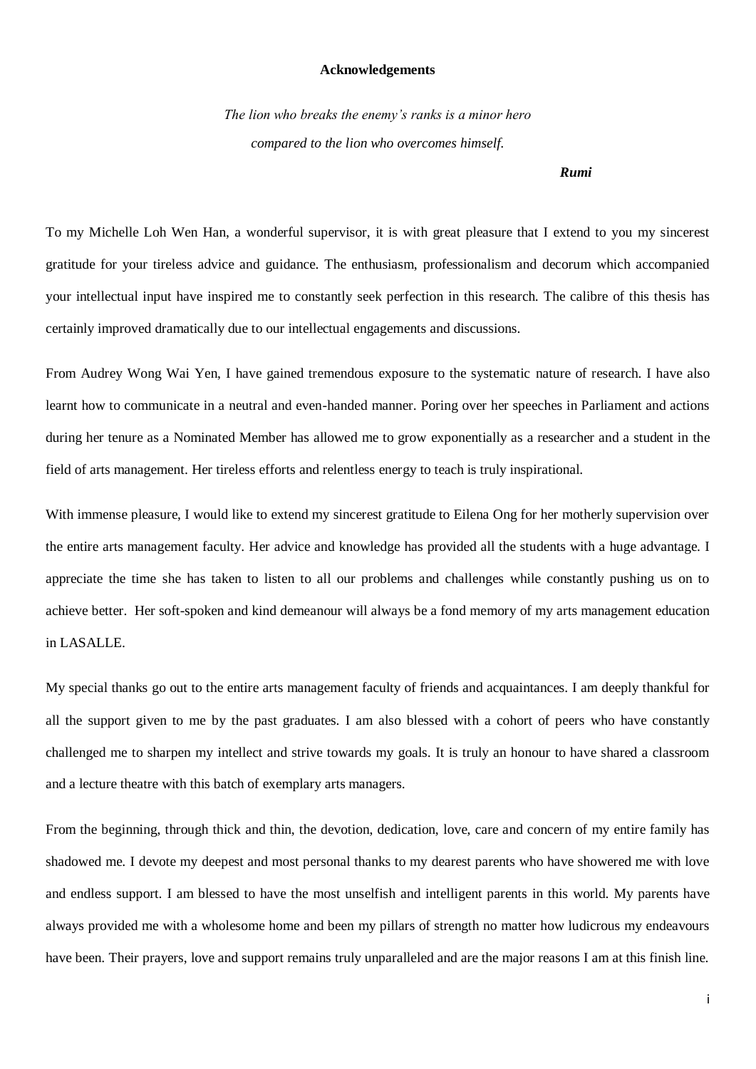# Acknowledgements

*The lion who breaks the enemy's ranks is a minor hero*
*compared to the lion who overcomes himself.*

***Rumi***

To my Michelle Loh Wen Han, a wonderful supervisor, it is with great pleasure that I extend to you my sincerest gratitude for your tireless advice and guidance. The enthusiasm, professionalism and decorum which accompanied your intellectual input have inspired me to constantly seek perfection in this research. The calibre of this thesis has certainly improved dramatically due to our intellectual engagements and discussions.

From Audrey Wong Wai Yen, I have gained tremendous exposure to the systematic nature of research. I have also learnt how to communicate in a neutral and even-handed manner. Poring over her speeches in Parliament and actions during her tenure as a Nominated Member has allowed me to grow exponentially as a researcher and a student in the field of arts management. Her tireless efforts and relentless energy to teach is truly inspirational.

With immense pleasure, I would like to extend my sincerest gratitude to Eilena Ong for her motherly supervision over the entire arts management faculty. Her advice and knowledge has provided all the students with a huge advantage. I appreciate the time she has taken to listen to all our problems and challenges while constantly pushing us on to achieve better. Her soft-spoken and kind demeanour will always be a fond memory of my arts management education in LASALLE.

My special thanks go out to the entire arts management faculty of friends and acquaintances. I am deeply thankful for all the support given to me by the past graduates. I am also blessed with a cohort of peers who have constantly challenged me to sharpen my intellect and strive towards my goals. It is truly an honour to have shared a classroom and a lecture theatre with this batch of exemplary arts managers.

From the beginning, through thick and thin, the devotion, dedication, love, care and concern of my entire family has shadowed me. I devote my deepest and most personal thanks to my dearest parents who have showered me with love and endless support. I am blessed to have the most unselfish and intelligent parents in this world. My parents have always provided me with a wholesome home and been my pillars of strength no matter how ludicrous my endeavours have been. Their prayers, love and support remains truly unparalleled and are the major reasons I am at this finish line.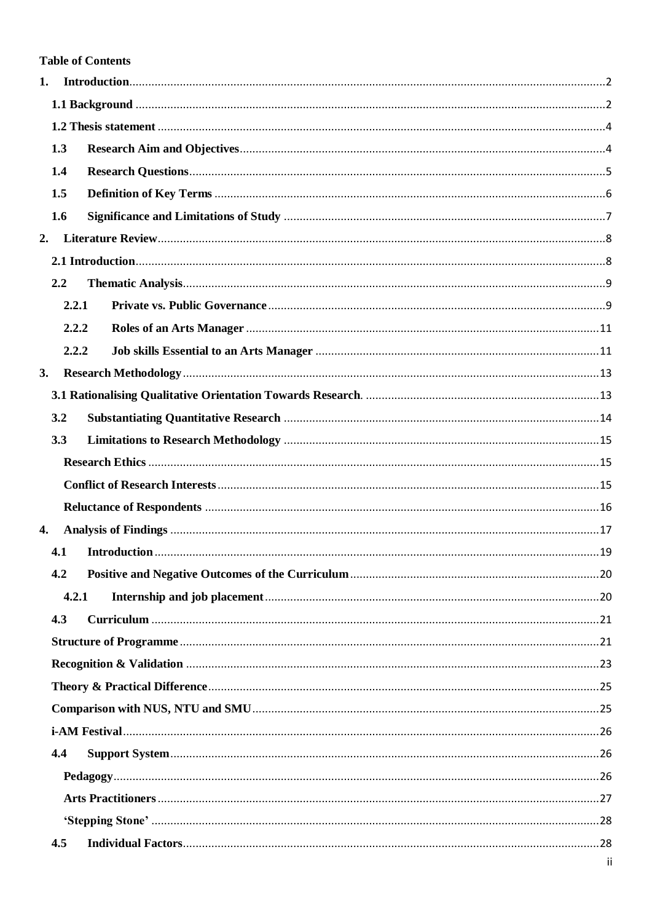**Table of Contents**

1. **Introduction** .......... 2
   - **1.1 Background** .......... 2
   - **1.2 Thesis statement** .......... 4
   - **1.3 Research Aim and Objectives** .......... 4
   - **1.4 Research Questions** .......... 5
   - **1.5 Definition of Key Terms** .......... 6
   - **1.6 Significance and Limitations of Study** .......... 7
2. **Literature Review** .......... 8
   - **2.1 Introduction** .......... 8
   - **2.2 Thematic Analysis** .......... 9
     - **2.2.1 Private vs. Public Governance** .......... 9
     - **2.2.2 Roles of an Arts Manager** .......... 11
     - **2.2.2 Job skills Essential to an Arts Manager** .......... 11
3. **Research Methodology** .......... 13
   - **3.1 Rationalising Qualitative Orientation Towards Research.** .......... 13
   - **3.2 Substantiating Quantitative Research** .......... 14
   - **3.3 Limitations to Research Methodology** .......... 15
     - **Research Ethics** .......... 15
     - **Conflict of Research Interests** .......... 15
     - **Reluctance of Respondents** .......... 16
4. **Analysis of Findings** .......... 17
   - **4.1 Introduction** .......... 19
   - **4.2 Positive and Negative Outcomes of the Curriculum** .......... 20
     - **4.2.1 Internship and job placement** .......... 20
   - **4.3 Curriculum** .......... 21
     - **Structure of Programme** .......... 21
     - **Recognition & Validation** .......... 23
     - **Theory & Practical Difference** .......... 25
     - **Comparison with NUS, NTU and SMU** .......... 25
     - **i-AM Festival** .......... 26
   - **4.4 Support System** .......... 26
     - **Pedagogy** .......... 26
     - **Arts Practitioners** .......... 27
     - **'Stepping Stone'** .......... 28
   - **4.5 Individual Factors** .......... 28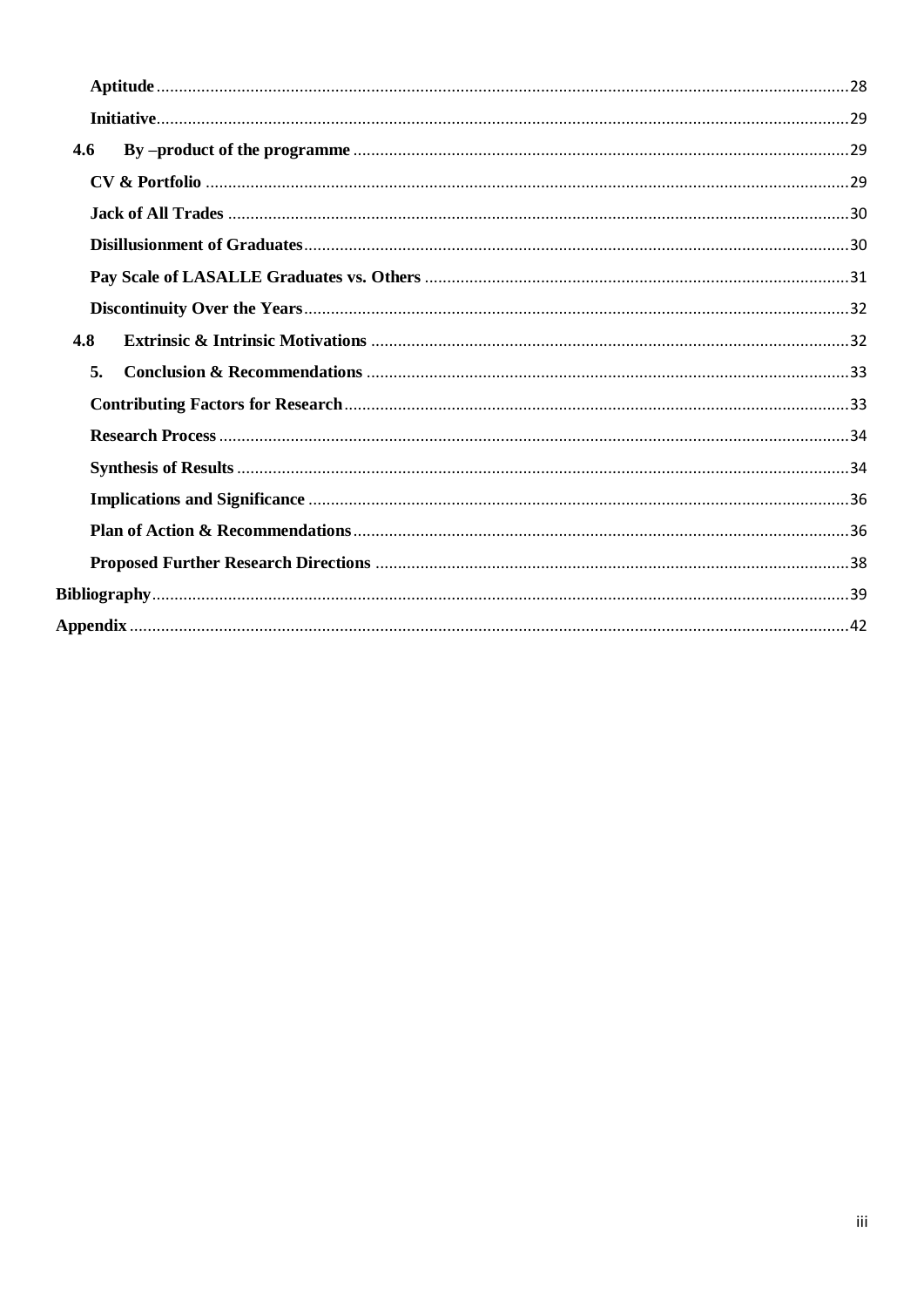**Aptitude** ........................................................................................................................................... 28

**Initiative** ........................................................................................................................................... 29

**4.6 By –product of the programme** ............................................................................................. 29

**CV & Portfolio** .................................................................................................................................. 29

**Jack of All Trades** ............................................................................................................................ 30

**Disillusionment of Graduates** ........................................................................................................ 30

**Pay Scale of LASALLE Graduates vs. Others** .............................................................................. 31

**Discontinuity Over the Years** ......................................................................................................... 32

**4.8 Extrinsic & Intrinsic Motivations** ........................................................................................... 32

**5. Conclusion & Recommendations** ............................................................................................ 33

**Contributing Factors for Research** ................................................................................................ 33

**Research Process** ............................................................................................................................ 34

**Synthesis of Results** ........................................................................................................................ 34

**Implications and Significance** ........................................................................................................ 36

**Plan of Action & Recommendations** .............................................................................................. 36

**Proposed Further Research Directions** ......................................................................................... 38

**Bibliography** ........................................................................................................................................ 39

**Appendix** ............................................................................................................................................. 42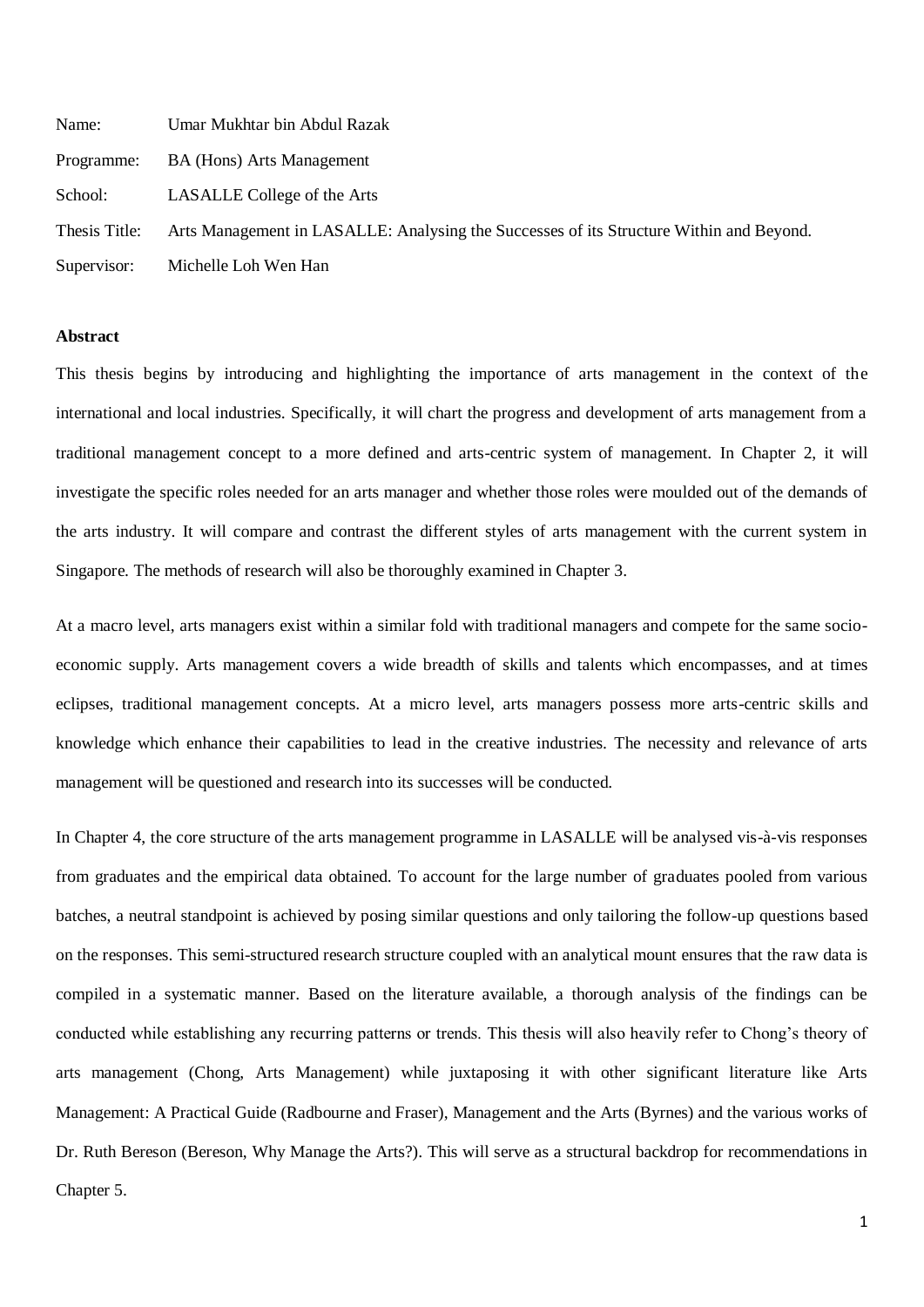Name: Umar Mukhtar bin Abdul Razak

Programme: BA (Hons) Arts Management

School: LASALLE College of the Arts

Thesis Title: Arts Management in LASALLE: Analysing the Successes of its Structure Within and Beyond.

Supervisor: Michelle Loh Wen Han

**Abstract**

This thesis begins by introducing and highlighting the importance of arts management in the context of the international and local industries. Specifically, it will chart the progress and development of arts management from a traditional management concept to a more defined and arts-centric system of management. In Chapter 2, it will investigate the specific roles needed for an arts manager and whether those roles were moulded out of the demands of the arts industry. It will compare and contrast the different styles of arts management with the current system in Singapore. The methods of research will also be thoroughly examined in Chapter 3.

At a macro level, arts managers exist within a similar fold with traditional managers and compete for the same socio-economic supply. Arts management covers a wide breadth of skills and talents which encompasses, and at times eclipses, traditional management concepts. At a micro level, arts managers possess more arts-centric skills and knowledge which enhance their capabilities to lead in the creative industries. The necessity and relevance of arts management will be questioned and research into its successes will be conducted.

In Chapter 4, the core structure of the arts management programme in LASALLE will be analysed vis-à-vis responses from graduates and the empirical data obtained. To account for the large number of graduates pooled from various batches, a neutral standpoint is achieved by posing similar questions and only tailoring the follow-up questions based on the responses. This semi-structured research structure coupled with an analytical mount ensures that the raw data is compiled in a systematic manner. Based on the literature available, a thorough analysis of the findings can be conducted while establishing any recurring patterns or trends. This thesis will also heavily refer to Chong's theory of arts management (Chong, Arts Management) while juxtaposing it with other significant literature like Arts Management: A Practical Guide (Radbourne and Fraser), Management and the Arts (Byrnes) and the various works of Dr. Ruth Bereson (Bereson, Why Manage the Arts?). This will serve as a structural backdrop for recommendations in Chapter 5.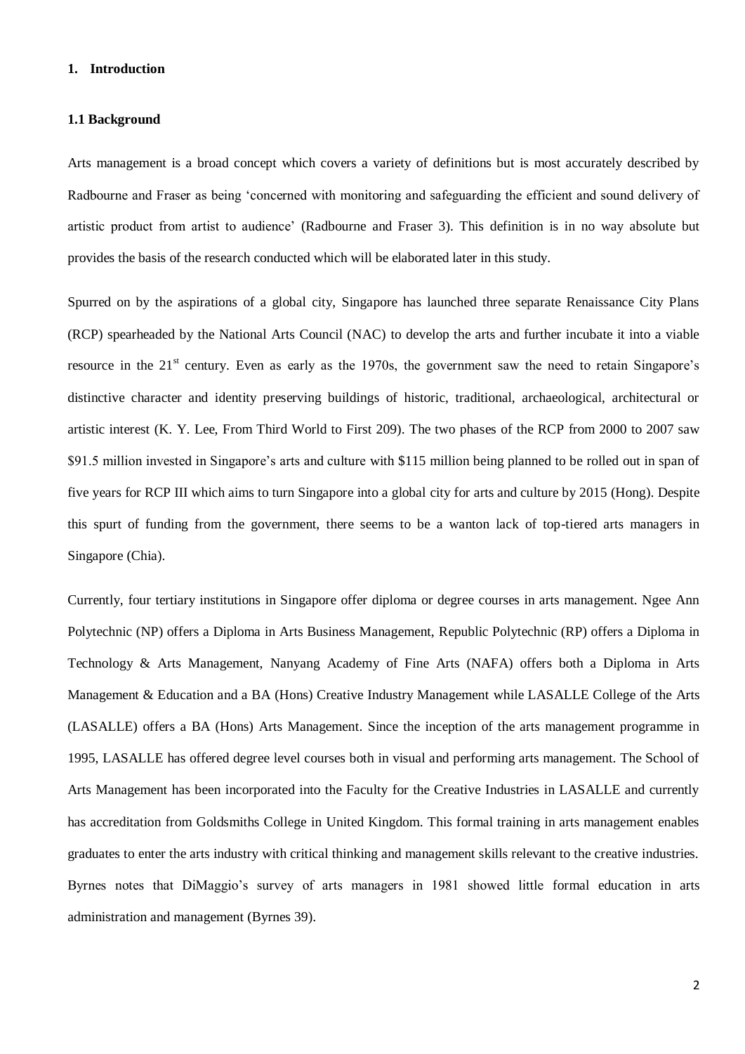## 1. Introduction

### 1.1 Background

Arts management is a broad concept which covers a variety of definitions but is most accurately described by Radbourne and Fraser as being 'concerned with monitoring and safeguarding the efficient and sound delivery of artistic product from artist to audience' (Radbourne and Fraser 3). This definition is in no way absolute but provides the basis of the research conducted which will be elaborated later in this study.

Spurred on by the aspirations of a global city, Singapore has launched three separate Renaissance City Plans (RCP) spearheaded by the National Arts Council (NAC) to develop the arts and further incubate it into a viable resource in the 21st century. Even as early as the 1970s, the government saw the need to retain Singapore's distinctive character and identity preserving buildings of historic, traditional, archaeological, architectural or artistic interest (K. Y. Lee, From Third World to First 209). The two phases of the RCP from 2000 to 2007 saw $91.5 million invested in Singapore's arts and culture with $115 million being planned to be rolled out in span of five years for RCP III which aims to turn Singapore into a global city for arts and culture by 2015 (Hong). Despite this spurt of funding from the government, there seems to be a wanton lack of top-tiered arts managers in Singapore (Chia).

Currently, four tertiary institutions in Singapore offer diploma or degree courses in arts management. Ngee Ann Polytechnic (NP) offers a Diploma in Arts Business Management, Republic Polytechnic (RP) offers a Diploma in Technology & Arts Management, Nanyang Academy of Fine Arts (NAFA) offers both a Diploma in Arts Management & Education and a BA (Hons) Creative Industry Management while LASALLE College of the Arts (LASALLE) offers a BA (Hons) Arts Management. Since the inception of the arts management programme in 1995, LASALLE has offered degree level courses both in visual and performing arts management. The School of Arts Management has been incorporated into the Faculty for the Creative Industries in LASALLE and currently has accreditation from Goldsmiths College in United Kingdom. This formal training in arts management enables graduates to enter the arts industry with critical thinking and management skills relevant to the creative industries. Byrnes notes that DiMaggio's survey of arts managers in 1981 showed little formal education in arts administration and management (Byrnes 39).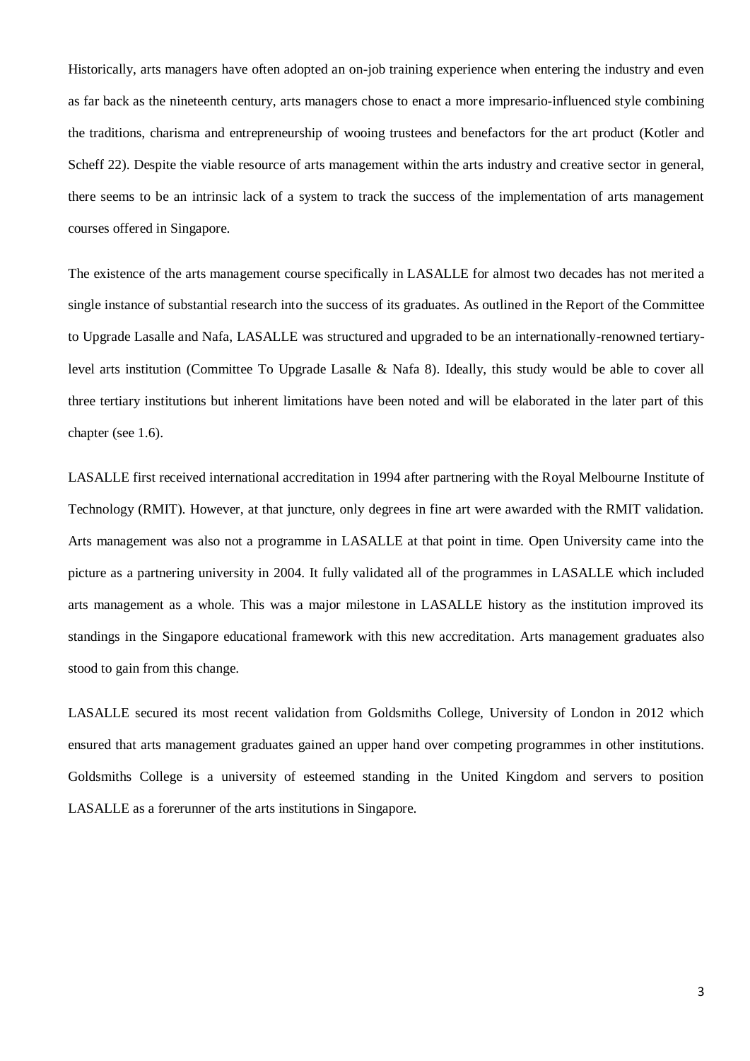Historically, arts managers have often adopted an on-job training experience when entering the industry and even as far back as the nineteenth century, arts managers chose to enact a more impresario-influenced style combining the traditions, charisma and entrepreneurship of wooing trustees and benefactors for the art product (Kotler and Scheff 22). Despite the viable resource of arts management within the arts industry and creative sector in general, there seems to be an intrinsic lack of a system to track the success of the implementation of arts management courses offered in Singapore.

The existence of the arts management course specifically in LASALLE for almost two decades has not merited a single instance of substantial research into the success of its graduates. As outlined in the Report of the Committee to Upgrade Lasalle and Nafa, LASALLE was structured and upgraded to be an internationally-renowned tertiary-level arts institution (Committee To Upgrade Lasalle & Nafa 8). Ideally, this study would be able to cover all three tertiary institutions but inherent limitations have been noted and will be elaborated in the later part of this chapter (see 1.6).

LASALLE first received international accreditation in 1994 after partnering with the Royal Melbourne Institute of Technology (RMIT). However, at that juncture, only degrees in fine art were awarded with the RMIT validation. Arts management was also not a programme in LASALLE at that point in time. Open University came into the picture as a partnering university in 2004. It fully validated all of the programmes in LASALLE which included arts management as a whole. This was a major milestone in LASALLE history as the institution improved its standings in the Singapore educational framework with this new accreditation. Arts management graduates also stood to gain from this change.

LASALLE secured its most recent validation from Goldsmiths College, University of London in 2012 which ensured that arts management graduates gained an upper hand over competing programmes in other institutions. Goldsmiths College is a university of esteemed standing in the United Kingdom and servers to position LASALLE as a forerunner of the arts institutions in Singapore.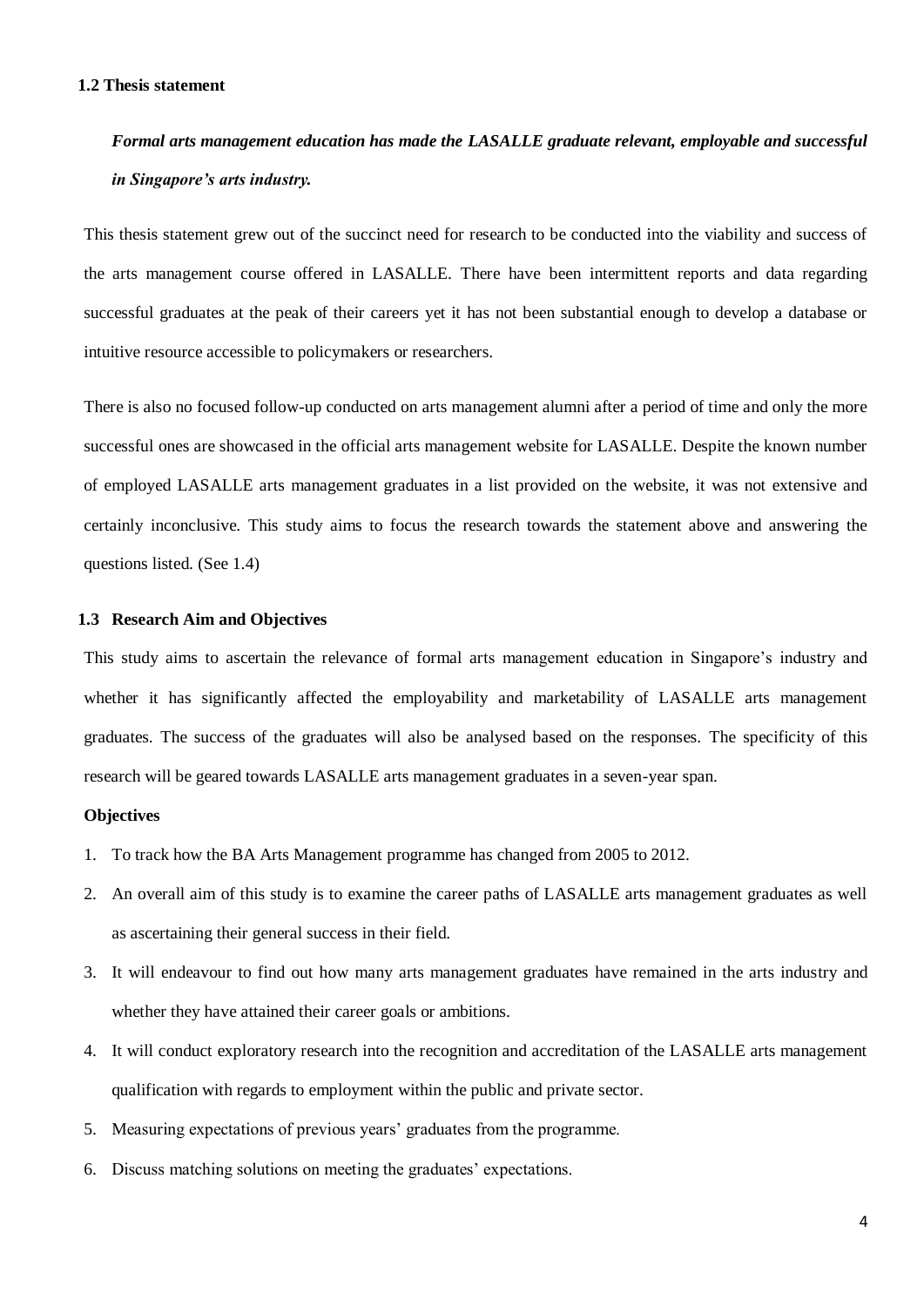### 1.2 Thesis statement

***Formal arts management education has made the LASALLE graduate relevant, employable and successful in Singapore's arts industry.***

This thesis statement grew out of the succinct need for research to be conducted into the viability and success of the arts management course offered in LASALLE. There have been intermittent reports and data regarding successful graduates at the peak of their careers yet it has not been substantial enough to develop a database or intuitive resource accessible to policymakers or researchers.

There is also no focused follow-up conducted on arts management alumni after a period of time and only the more successful ones are showcased in the official arts management website for LASALLE. Despite the known number of employed LASALLE arts management graduates in a list provided on the website, it was not extensive and certainly inconclusive. This study aims to focus the research towards the statement above and answering the questions listed. (See 1.4)

### 1.3 Research Aim and Objectives

This study aims to ascertain the relevance of formal arts management education in Singapore's industry and whether it has significantly affected the employability and marketability of LASALLE arts management graduates. The success of the graduates will also be analysed based on the responses. The specificity of this research will be geared towards LASALLE arts management graduates in a seven-year span.

**Objectives**

1. To track how the BA Arts Management programme has changed from 2005 to 2012.
2. An overall aim of this study is to examine the career paths of LASALLE arts management graduates as well as ascertaining their general success in their field.
3. It will endeavour to find out how many arts management graduates have remained in the arts industry and whether they have attained their career goals or ambitions.
4. It will conduct exploratory research into the recognition and accreditation of the LASALLE arts management qualification with regards to employment within the public and private sector.
5. Measuring expectations of previous years' graduates from the programme.
6. Discuss matching solutions on meeting the graduates' expectations.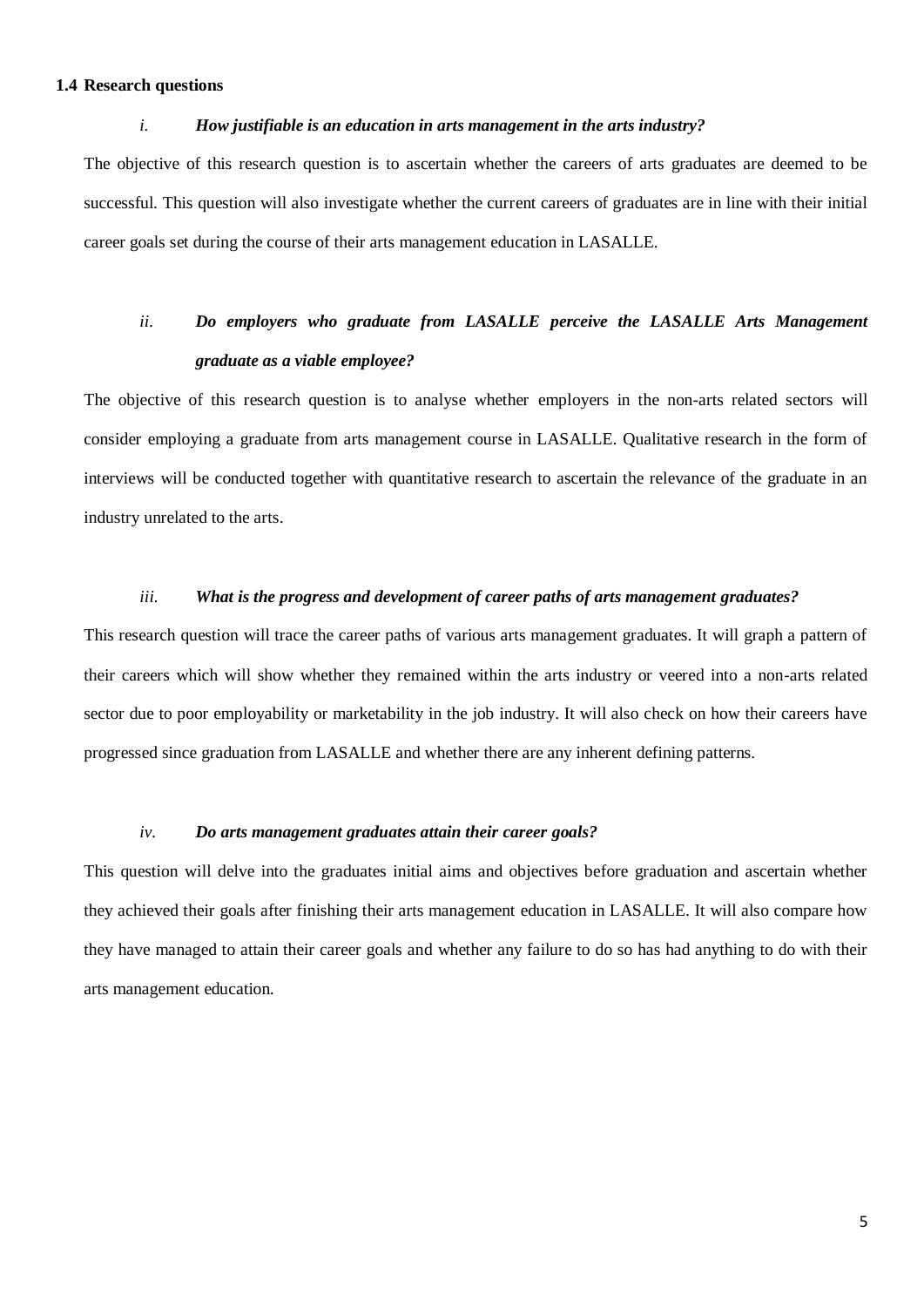### 1.4 Research questions

*i.* ***How justifiable is an education in arts management in the arts industry?***

The objective of this research question is to ascertain whether the careers of arts graduates are deemed to be successful. This question will also investigate whether the current careers of graduates are in line with their initial career goals set during the course of their arts management education in LASALLE.

*ii.* ***Do employers who graduate from LASALLE perceive the LASALLE Arts Management graduate as a viable employee?***

The objective of this research question is to analyse whether employers in the non-arts related sectors will consider employing a graduate from arts management course in LASALLE. Qualitative research in the form of interviews will be conducted together with quantitative research to ascertain the relevance of the graduate in an industry unrelated to the arts.

*iii.* ***What is the progress and development of career paths of arts management graduates?***

This research question will trace the career paths of various arts management graduates. It will graph a pattern of their careers which will show whether they remained within the arts industry or veered into a non-arts related sector due to poor employability or marketability in the job industry. It will also check on how their careers have progressed since graduation from LASALLE and whether there are any inherent defining patterns.

*iv.* ***Do arts management graduates attain their career goals?***

This question will delve into the graduates initial aims and objectives before graduation and ascertain whether they achieved their goals after finishing their arts management education in LASALLE. It will also compare how they have managed to attain their career goals and whether any failure to do so has had anything to do with their arts management education.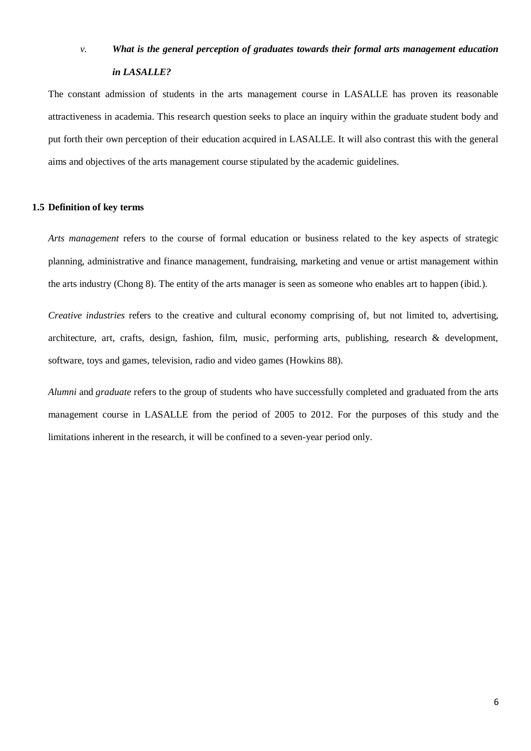*v.* ***What is the general perception of graduates towards their formal arts management education in LASALLE?***

The constant admission of students in the arts management course in LASALLE has proven its reasonable attractiveness in academia. This research question seeks to place an inquiry within the graduate student body and put forth their own perception of their education acquired in LASALLE. It will also contrast this with the general aims and objectives of the arts management course stipulated by the academic guidelines.

### 1.5 Definition of key terms

*Arts management* refers to the course of formal education or business related to the key aspects of strategic planning, administrative and finance management, fundraising, marketing and venue or artist management within the arts industry (Chong 8). The entity of the arts manager is seen as someone who enables art to happen (ibid.).

*Creative industries* refers to the creative and cultural economy comprising of, but not limited to, advertising, architecture, art, crafts, design, fashion, film, music, performing arts, publishing, research & development, software, toys and games, television, radio and video games (Howkins 88).

*Alumni* and *graduate* refers to the group of students who have successfully completed and graduated from the arts management course in LASALLE from the period of 2005 to 2012. For the purposes of this study and the limitations inherent in the research, it will be confined to a seven-year period only.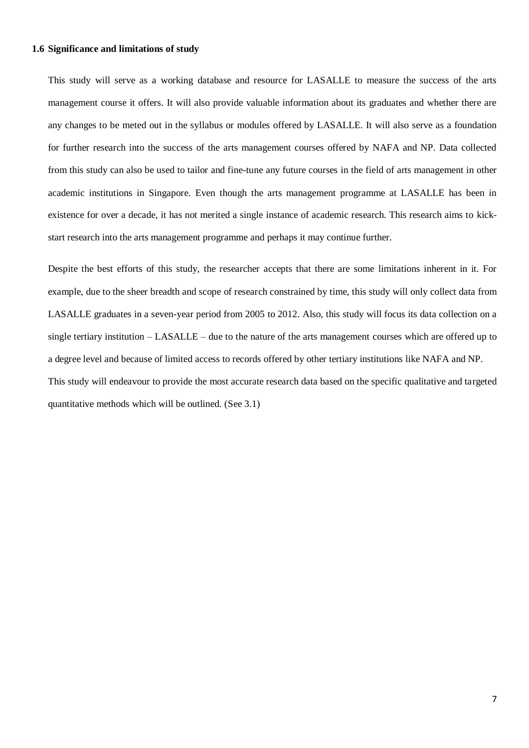### 1.6 Significance and limitations of study

This study will serve as a working database and resource for LASALLE to measure the success of the arts management course it offers. It will also provide valuable information about its graduates and whether there are any changes to be meted out in the syllabus or modules offered by LASALLE. It will also serve as a foundation for further research into the success of the arts management courses offered by NAFA and NP. Data collected from this study can also be used to tailor and fine-tune any future courses in the field of arts management in other academic institutions in Singapore. Even though the arts management programme at LASALLE has been in existence for over a decade, it has not merited a single instance of academic research. This research aims to kick-start research into the arts management programme and perhaps it may continue further.

Despite the best efforts of this study, the researcher accepts that there are some limitations inherent in it. For example, due to the sheer breadth and scope of research constrained by time, this study will only collect data from LASALLE graduates in a seven-year period from 2005 to 2012. Also, this study will focus its data collection on a single tertiary institution – LASALLE – due to the nature of the arts management courses which are offered up to a degree level and because of limited access to records offered by other tertiary institutions like NAFA and NP.
This study will endeavour to provide the most accurate research data based on the specific qualitative and targeted quantitative methods which will be outlined. (See 3.1)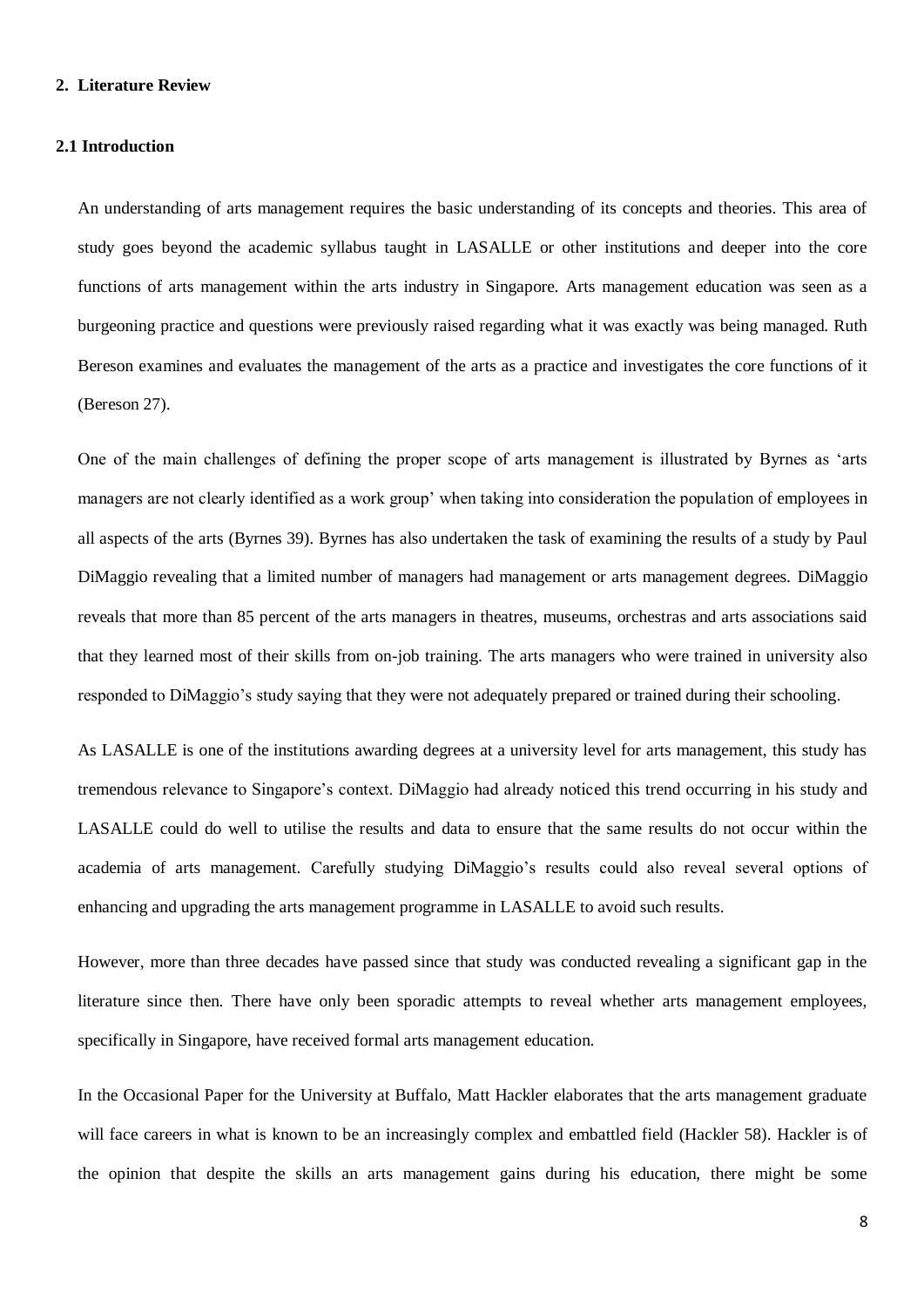## 2. Literature Review

### 2.1 Introduction

An understanding of arts management requires the basic understanding of its concepts and theories. This area of study goes beyond the academic syllabus taught in LASALLE or other institutions and deeper into the core functions of arts management within the arts industry in Singapore. Arts management education was seen as a burgeoning practice and questions were previously raised regarding what it was exactly was being managed. Ruth Bereson examines and evaluates the management of the arts as a practice and investigates the core functions of it (Bereson 27).

One of the main challenges of defining the proper scope of arts management is illustrated by Byrnes as 'arts managers are not clearly identified as a work group' when taking into consideration the population of employees in all aspects of the arts (Byrnes 39). Byrnes has also undertaken the task of examining the results of a study by Paul DiMaggio revealing that a limited number of managers had management or arts management degrees. DiMaggio reveals that more than 85 percent of the arts managers in theatres, museums, orchestras and arts associations said that they learned most of their skills from on-job training. The arts managers who were trained in university also responded to DiMaggio's study saying that they were not adequately prepared or trained during their schooling.

As LASALLE is one of the institutions awarding degrees at a university level for arts management, this study has tremendous relevance to Singapore's context. DiMaggio had already noticed this trend occurring in his study and LASALLE could do well to utilise the results and data to ensure that the same results do not occur within the academia of arts management. Carefully studying DiMaggio's results could also reveal several options of enhancing and upgrading the arts management programme in LASALLE to avoid such results.

However, more than three decades have passed since that study was conducted revealing a significant gap in the literature since then. There have only been sporadic attempts to reveal whether arts management employees, specifically in Singapore, have received formal arts management education.

In the Occasional Paper for the University at Buffalo, Matt Hackler elaborates that the arts management graduate will face careers in what is known to be an increasingly complex and embattled field (Hackler 58). Hackler is of the opinion that despite the skills an arts management gains during his education, there might be some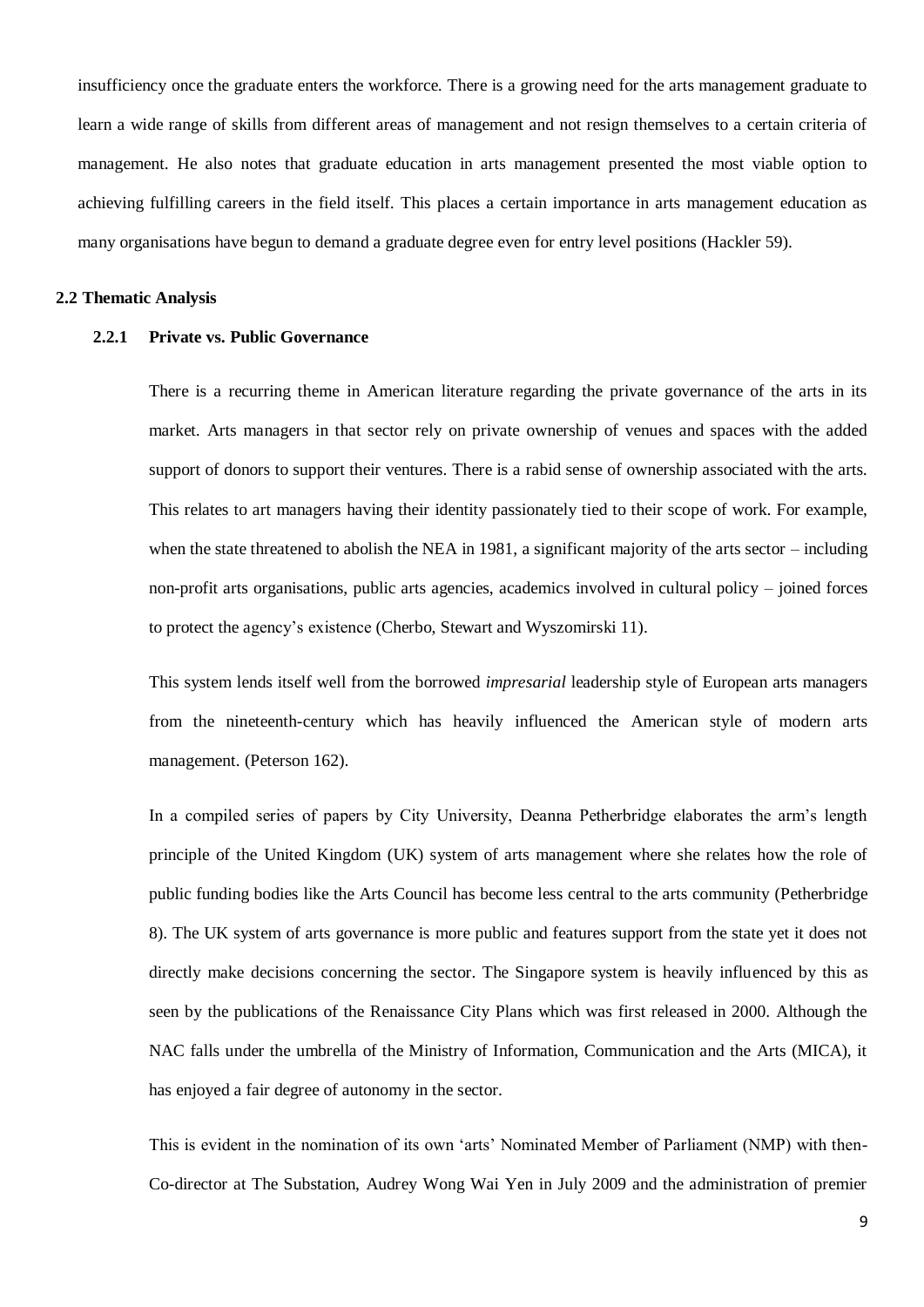insufficiency once the graduate enters the workforce. There is a growing need for the arts management graduate to learn a wide range of skills from different areas of management and not resign themselves to a certain criteria of management. He also notes that graduate education in arts management presented the most viable option to achieving fulfilling careers in the field itself. This places a certain importance in arts management education as many organisations have begun to demand a graduate degree even for entry level positions (Hackler 59).

## 2.2 Thematic Analysis

### 2.2.1 Private vs. Public Governance

There is a recurring theme in American literature regarding the private governance of the arts in its market. Arts managers in that sector rely on private ownership of venues and spaces with the added support of donors to support their ventures. There is a rabid sense of ownership associated with the arts. This relates to art managers having their identity passionately tied to their scope of work. For example, when the state threatened to abolish the NEA in 1981, a significant majority of the arts sector – including non-profit arts organisations, public arts agencies, academics involved in cultural policy – joined forces to protect the agency's existence (Cherbo, Stewart and Wyszomirski 11).

This system lends itself well from the borrowed *impresarial* leadership style of European arts managers from the nineteenth-century which has heavily influenced the American style of modern arts management. (Peterson 162).

In a compiled series of papers by City University, Deanna Petherbridge elaborates the arm's length principle of the United Kingdom (UK) system of arts management where she relates how the role of public funding bodies like the Arts Council has become less central to the arts community (Petherbridge 8). The UK system of arts governance is more public and features support from the state yet it does not directly make decisions concerning the sector. The Singapore system is heavily influenced by this as seen by the publications of the Renaissance City Plans which was first released in 2000. Although the NAC falls under the umbrella of the Ministry of Information, Communication and the Arts (MICA), it has enjoyed a fair degree of autonomy in the sector.

This is evident in the nomination of its own 'arts' Nominated Member of Parliament (NMP) with then-Co-director at The Substation, Audrey Wong Wai Yen in July 2009 and the administration of premier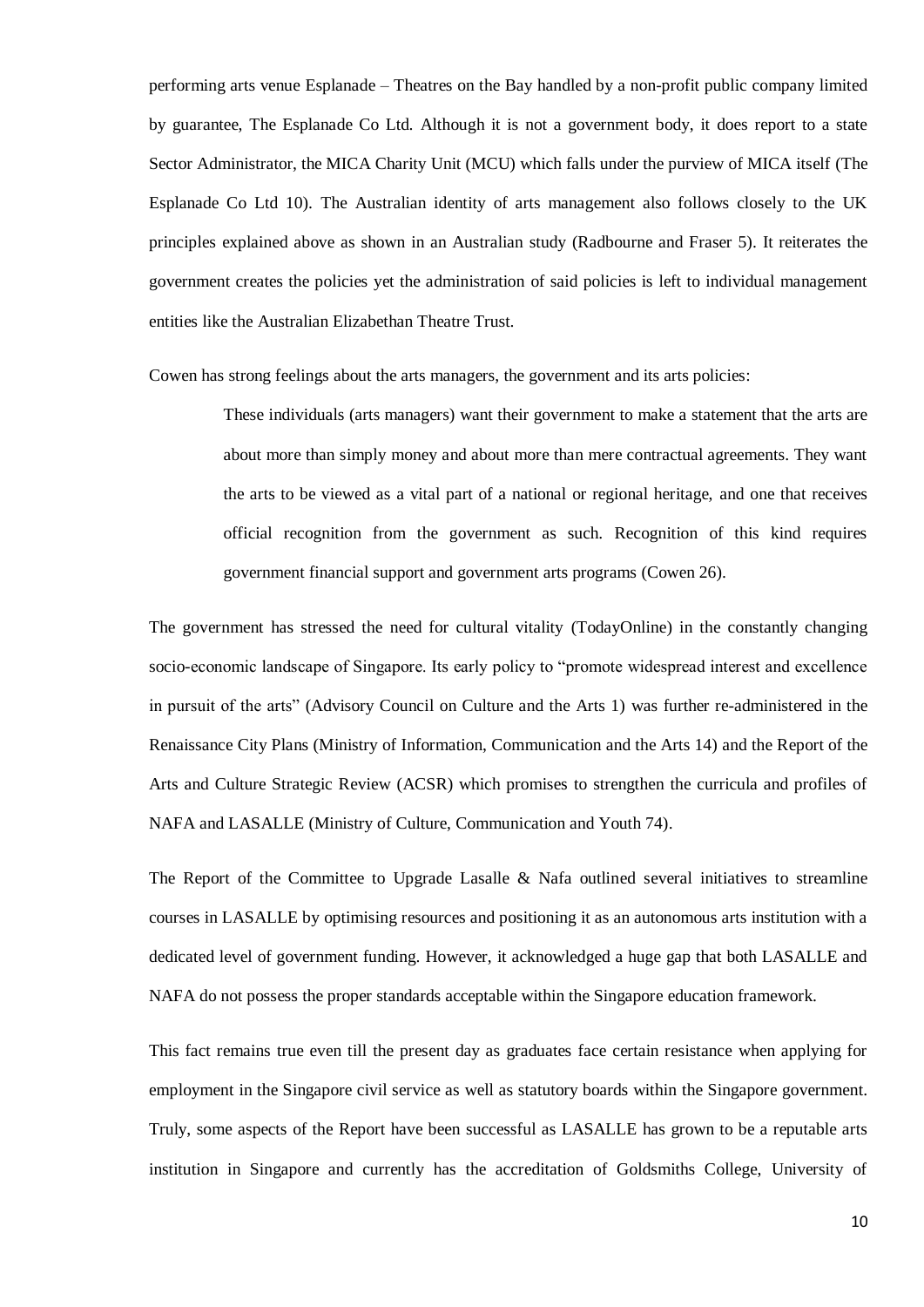performing arts venue Esplanade – Theatres on the Bay handled by a non-profit public company limited by guarantee, The Esplanade Co Ltd. Although it is not a government body, it does report to a state Sector Administrator, the MICA Charity Unit (MCU) which falls under the purview of MICA itself (The Esplanade Co Ltd 10). The Australian identity of arts management also follows closely to the UK principles explained above as shown in an Australian study (Radbourne and Fraser 5). It reiterates the government creates the policies yet the administration of said policies is left to individual management entities like the Australian Elizabethan Theatre Trust.

Cowen has strong feelings about the arts managers, the government and its arts policies:

> These individuals (arts managers) want their government to make a statement that the arts are about more than simply money and about more than mere contractual agreements. They want the arts to be viewed as a vital part of a national or regional heritage, and one that receives official recognition from the government as such. Recognition of this kind requires government financial support and government arts programs (Cowen 26).

The government has stressed the need for cultural vitality (TodayOnline) in the constantly changing socio-economic landscape of Singapore. Its early policy to "promote widespread interest and excellence in pursuit of the arts" (Advisory Council on Culture and the Arts 1) was further re-administered in the Renaissance City Plans (Ministry of Information, Communication and the Arts 14) and the Report of the Arts and Culture Strategic Review (ACSR) which promises to strengthen the curricula and profiles of NAFA and LASALLE (Ministry of Culture, Communication and Youth 74).

The Report of the Committee to Upgrade Lasalle & Nafa outlined several initiatives to streamline courses in LASALLE by optimising resources and positioning it as an autonomous arts institution with a dedicated level of government funding. However, it acknowledged a huge gap that both LASALLE and NAFA do not possess the proper standards acceptable within the Singapore education framework.

This fact remains true even till the present day as graduates face certain resistance when applying for employment in the Singapore civil service as well as statutory boards within the Singapore government. Truly, some aspects of the Report have been successful as LASALLE has grown to be a reputable arts institution in Singapore and currently has the accreditation of Goldsmiths College, University of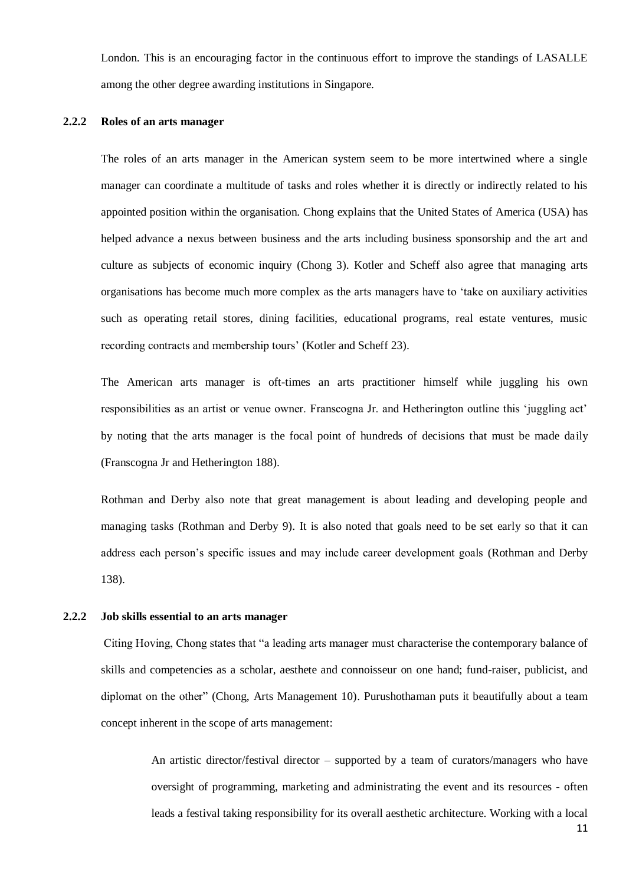London. This is an encouraging factor in the continuous effort to improve the standings of LASALLE among the other degree awarding institutions in Singapore.

### 2.2.2 Roles of an arts manager

The roles of an arts manager in the American system seem to be more intertwined where a single manager can coordinate a multitude of tasks and roles whether it is directly or indirectly related to his appointed position within the organisation. Chong explains that the United States of America (USA) has helped advance a nexus between business and the arts including business sponsorship and the art and culture as subjects of economic inquiry (Chong 3). Kotler and Scheff also agree that managing arts organisations has become much more complex as the arts managers have to 'take on auxiliary activities such as operating retail stores, dining facilities, educational programs, real estate ventures, music recording contracts and membership tours' (Kotler and Scheff 23).

The American arts manager is oft-times an arts practitioner himself while juggling his own responsibilities as an artist or venue owner. Franscogna Jr. and Hetherington outline this 'juggling act' by noting that the arts manager is the focal point of hundreds of decisions that must be made daily (Franscogna Jr and Hetherington 188).

Rothman and Derby also note that great management is about leading and developing people and managing tasks (Rothman and Derby 9). It is also noted that goals need to be set early so that it can address each person's specific issues and may include career development goals (Rothman and Derby 138).

### 2.2.2 Job skills essential to an arts manager

Citing Hoving, Chong states that "a leading arts manager must characterise the contemporary balance of skills and competencies as a scholar, aesthete and connoisseur on one hand; fund-raiser, publicist, and diplomat on the other" (Chong, Arts Management 10). Purushothaman puts it beautifully about a team concept inherent in the scope of arts management:

> An artistic director/festival director – supported by a team of curators/managers who have oversight of programming, marketing and administrating the event and its resources - often leads a festival taking responsibility for its overall aesthetic architecture. Working with a local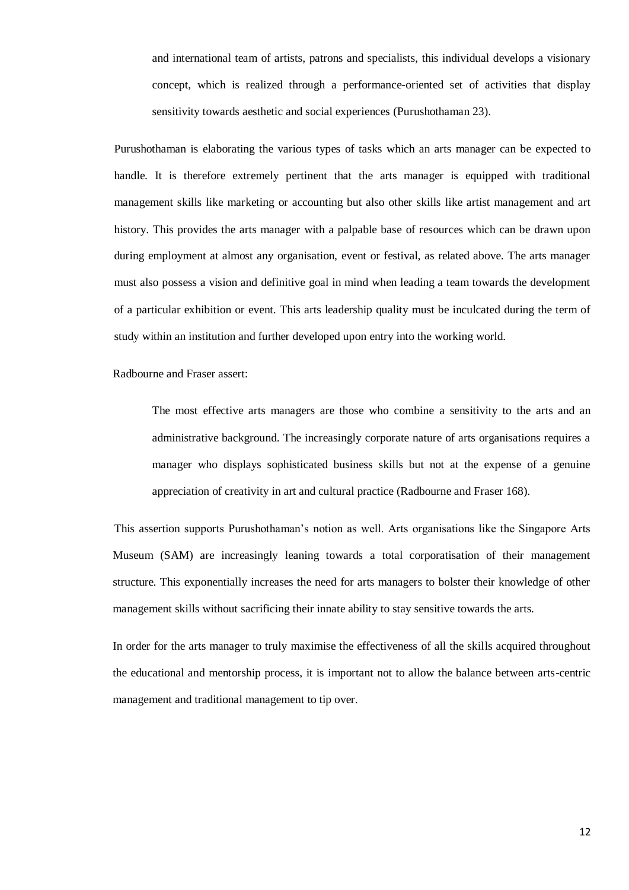> and international team of artists, patrons and specialists, this individual develops a visionary concept, which is realized through a performance-oriented set of activities that display sensitivity towards aesthetic and social experiences (Purushothaman 23).

Purushothaman is elaborating the various types of tasks which an arts manager can be expected to handle. It is therefore extremely pertinent that the arts manager is equipped with traditional management skills like marketing or accounting but also other skills like artist management and art history. This provides the arts manager with a palpable base of resources which can be drawn upon during employment at almost any organisation, event or festival, as related above. The arts manager must also possess a vision and definitive goal in mind when leading a team towards the development of a particular exhibition or event. This arts leadership quality must be inculcated during the term of study within an institution and further developed upon entry into the working world.

Radbourne and Fraser assert:

> The most effective arts managers are those who combine a sensitivity to the arts and an administrative background. The increasingly corporate nature of arts organisations requires a manager who displays sophisticated business skills but not at the expense of a genuine appreciation of creativity in art and cultural practice (Radbourne and Fraser 168).

This assertion supports Purushothaman's notion as well. Arts organisations like the Singapore Arts Museum (SAM) are increasingly leaning towards a total corporatisation of their management structure. This exponentially increases the need for arts managers to bolster their knowledge of other management skills without sacrificing their innate ability to stay sensitive towards the arts.

In order for the arts manager to truly maximise the effectiveness of all the skills acquired throughout the educational and mentorship process, it is important not to allow the balance between arts-centric management and traditional management to tip over.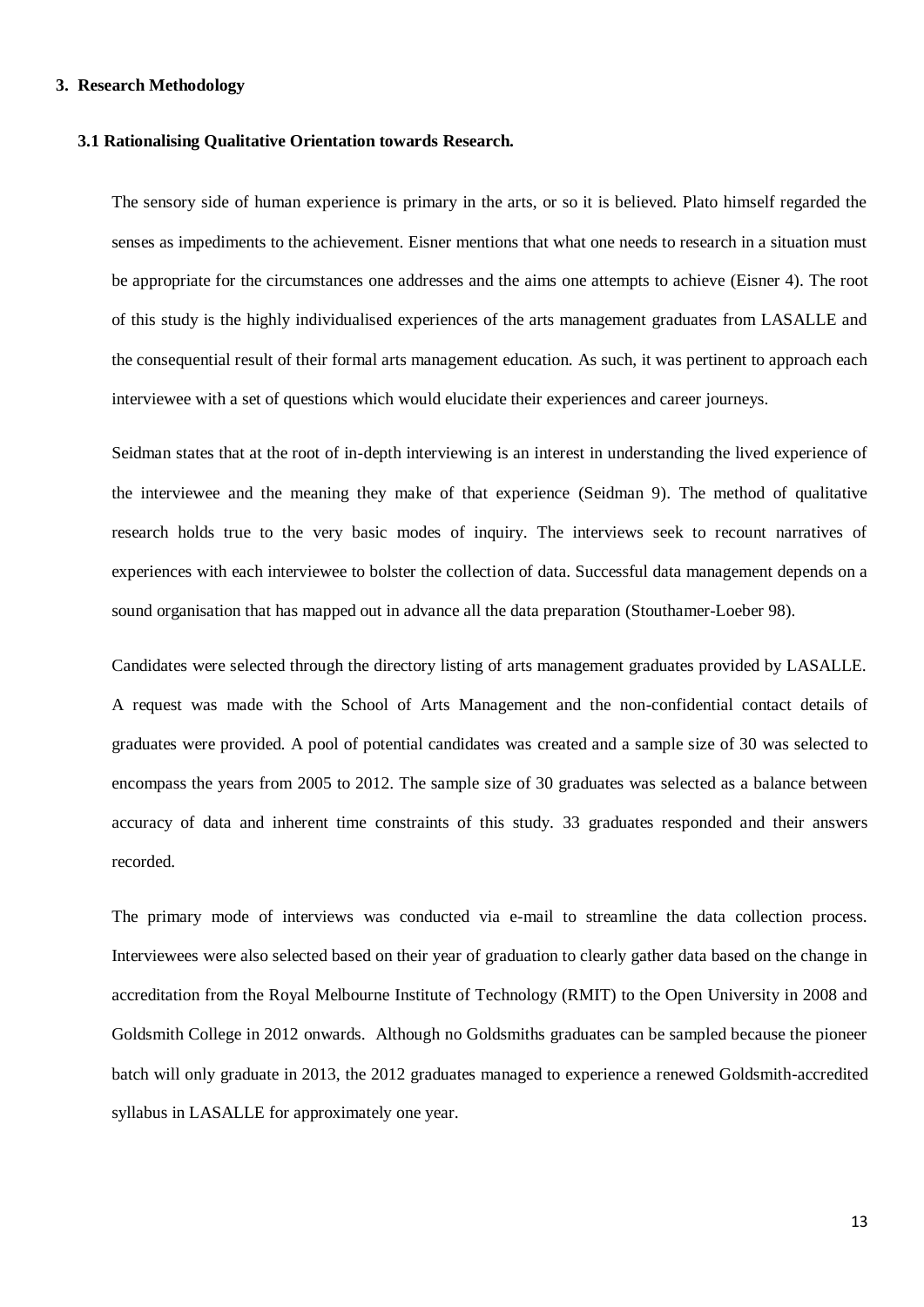## 3. Research Methodology

### 3.1 Rationalising Qualitative Orientation towards Research.

The sensory side of human experience is primary in the arts, or so it is believed. Plato himself regarded the senses as impediments to the achievement. Eisner mentions that what one needs to research in a situation must be appropriate for the circumstances one addresses and the aims one attempts to achieve (Eisner 4). The root of this study is the highly individualised experiences of the arts management graduates from LASALLE and the consequential result of their formal arts management education. As such, it was pertinent to approach each interviewee with a set of questions which would elucidate their experiences and career journeys.

Seidman states that at the root of in-depth interviewing is an interest in understanding the lived experience of the interviewee and the meaning they make of that experience (Seidman 9). The method of qualitative research holds true to the very basic modes of inquiry. The interviews seek to recount narratives of experiences with each interviewee to bolster the collection of data. Successful data management depends on a sound organisation that has mapped out in advance all the data preparation (Stouthamer-Loeber 98).

Candidates were selected through the directory listing of arts management graduates provided by LASALLE. A request was made with the School of Arts Management and the non-confidential contact details of graduates were provided. A pool of potential candidates was created and a sample size of 30 was selected to encompass the years from 2005 to 2012. The sample size of 30 graduates was selected as a balance between accuracy of data and inherent time constraints of this study. 33 graduates responded and their answers recorded.

The primary mode of interviews was conducted via e-mail to streamline the data collection process. Interviewees were also selected based on their year of graduation to clearly gather data based on the change in accreditation from the Royal Melbourne Institute of Technology (RMIT) to the Open University in 2008 and Goldsmith College in 2012 onwards. Although no Goldsmiths graduates can be sampled because the pioneer batch will only graduate in 2013, the 2012 graduates managed to experience a renewed Goldsmith-accredited syllabus in LASALLE for approximately one year.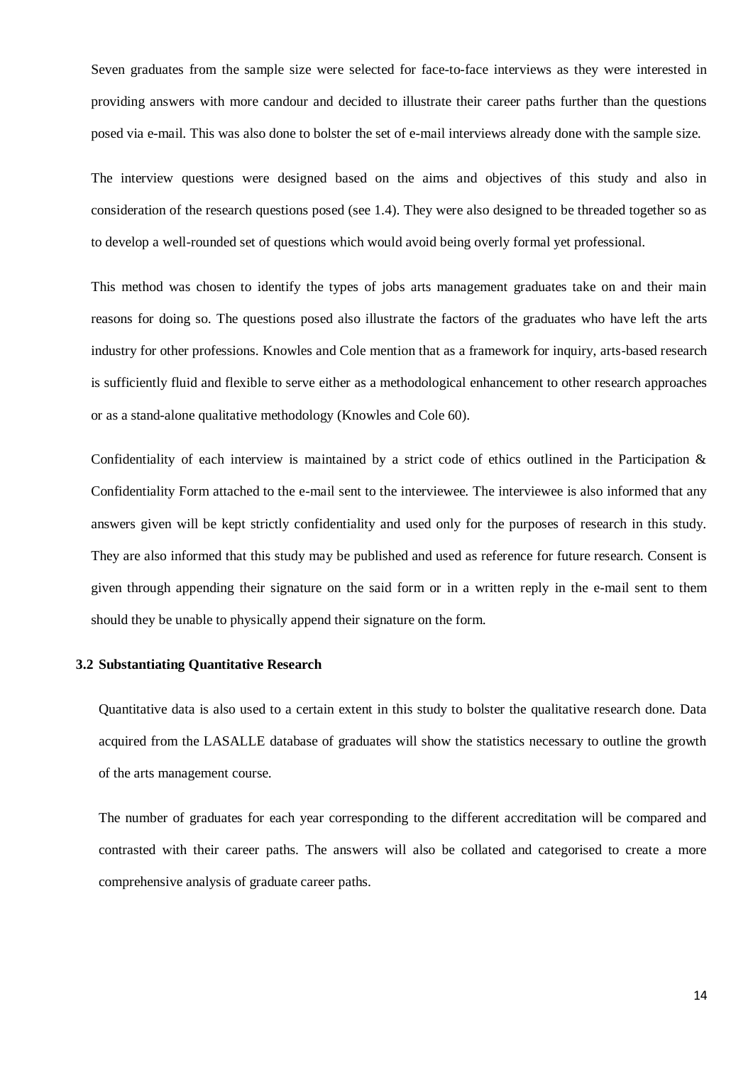Seven graduates from the sample size were selected for face-to-face interviews as they were interested in providing answers with more candour and decided to illustrate their career paths further than the questions posed via e-mail. This was also done to bolster the set of e-mail interviews already done with the sample size.

The interview questions were designed based on the aims and objectives of this study and also in consideration of the research questions posed (see 1.4). They were also designed to be threaded together so as to develop a well-rounded set of questions which would avoid being overly formal yet professional.

This method was chosen to identify the types of jobs arts management graduates take on and their main reasons for doing so. The questions posed also illustrate the factors of the graduates who have left the arts industry for other professions. Knowles and Cole mention that as a framework for inquiry, arts-based research is sufficiently fluid and flexible to serve either as a methodological enhancement to other research approaches or as a stand-alone qualitative methodology (Knowles and Cole 60).

Confidentiality of each interview is maintained by a strict code of ethics outlined in the Participation & Confidentiality Form attached to the e-mail sent to the interviewee. The interviewee is also informed that any answers given will be kept strictly confidentiality and used only for the purposes of research in this study. They are also informed that this study may be published and used as reference for future research. Consent is given through appending their signature on the said form or in a written reply in the e-mail sent to them should they be unable to physically append their signature on the form.

### 3.2 Substantiating Quantitative Research

Quantitative data is also used to a certain extent in this study to bolster the qualitative research done. Data acquired from the LASALLE database of graduates will show the statistics necessary to outline the growth of the arts management course.

The number of graduates for each year corresponding to the different accreditation will be compared and contrasted with their career paths. The answers will also be collated and categorised to create a more comprehensive analysis of graduate career paths.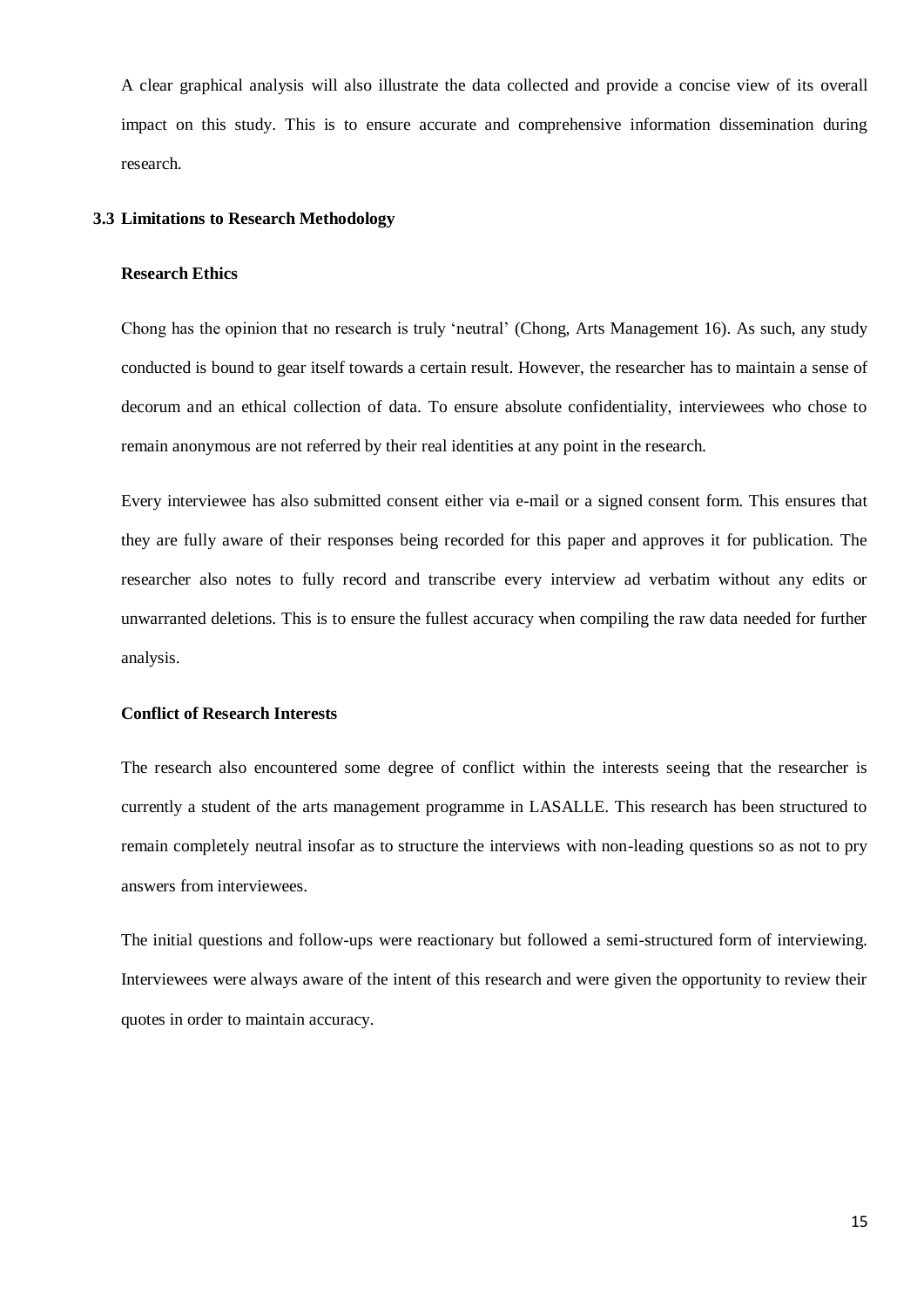A clear graphical analysis will also illustrate the data collected and provide a concise view of its overall impact on this study. This is to ensure accurate and comprehensive information dissemination during research.

## 3.3 Limitations to Research Methodology

### Research Ethics

Chong has the opinion that no research is truly 'neutral' (Chong, Arts Management 16). As such, any study conducted is bound to gear itself towards a certain result. However, the researcher has to maintain a sense of decorum and an ethical collection of data. To ensure absolute confidentiality, interviewees who chose to remain anonymous are not referred by their real identities at any point in the research.

Every interviewee has also submitted consent either via e-mail or a signed consent form. This ensures that they are fully aware of their responses being recorded for this paper and approves it for publication. The researcher also notes to fully record and transcribe every interview ad verbatim without any edits or unwarranted deletions. This is to ensure the fullest accuracy when compiling the raw data needed for further analysis.

### Conflict of Research Interests

The research also encountered some degree of conflict within the interests seeing that the researcher is currently a student of the arts management programme in LASALLE. This research has been structured to remain completely neutral insofar as to structure the interviews with non-leading questions so as not to pry answers from interviewees.

The initial questions and follow-ups were reactionary but followed a semi-structured form of interviewing. Interviewees were always aware of the intent of this research and were given the opportunity to review their quotes in order to maintain accuracy.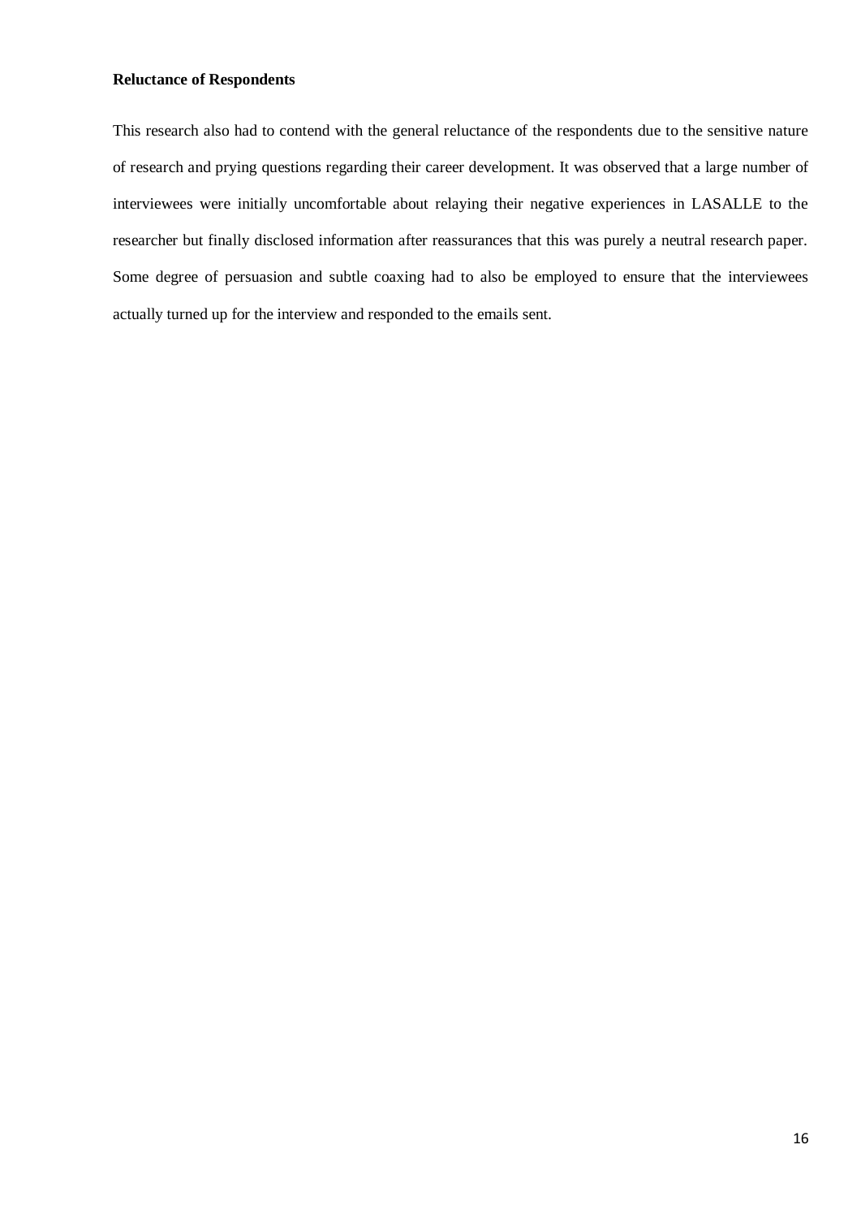**Reluctance of Respondents**

This research also had to contend with the general reluctance of the respondents due to the sensitive nature of research and prying questions regarding their career development. It was observed that a large number of interviewees were initially uncomfortable about relaying their negative experiences in LASALLE to the researcher but finally disclosed information after reassurances that this was purely a neutral research paper. Some degree of persuasion and subtle coaxing had to also be employed to ensure that the interviewees actually turned up for the interview and responded to the emails sent.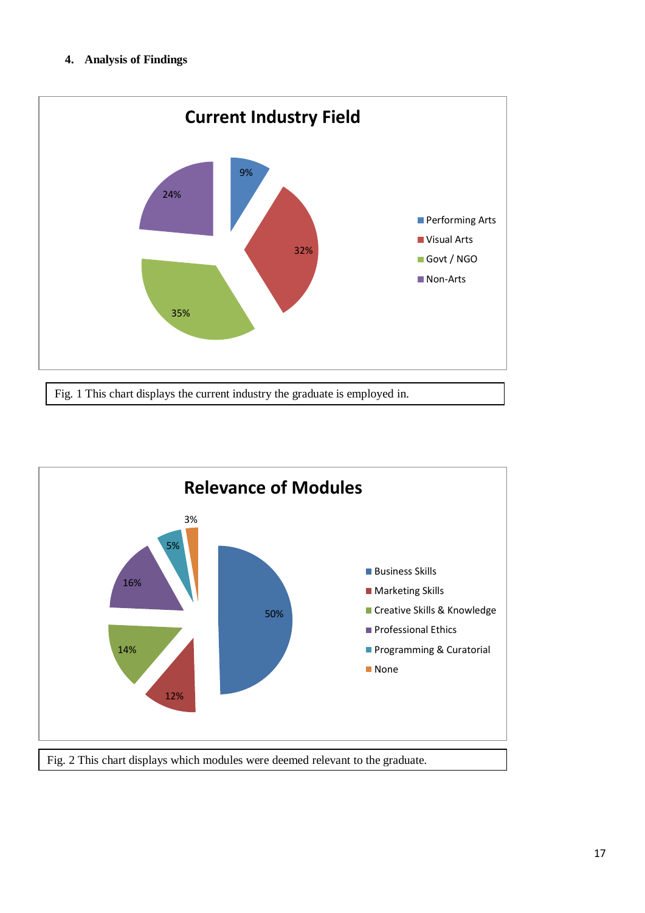## 4. Analysis of Findings

**Current Industry Field**

| Industry | Percentage |
|---|---|
| Performing Arts | 9% |
| Visual Arts | 32% |
| Govt / NGO | 35% |
| Non-Arts | 24% |

Fig. 1 This chart displays the current industry the graduate is employed in.

**Relevance of Modules**

| Module | Percentage |
|---|---|
| Business Skills | 50% |
| Marketing Skills | 12% |
| Creative Skills & Knowledge | 14% |
| Professional Ethics | 16% |
| Programming & Curatorial | 5% |
| None | 3% |

Fig. 2 This chart displays which modules were deemed relevant to the graduate.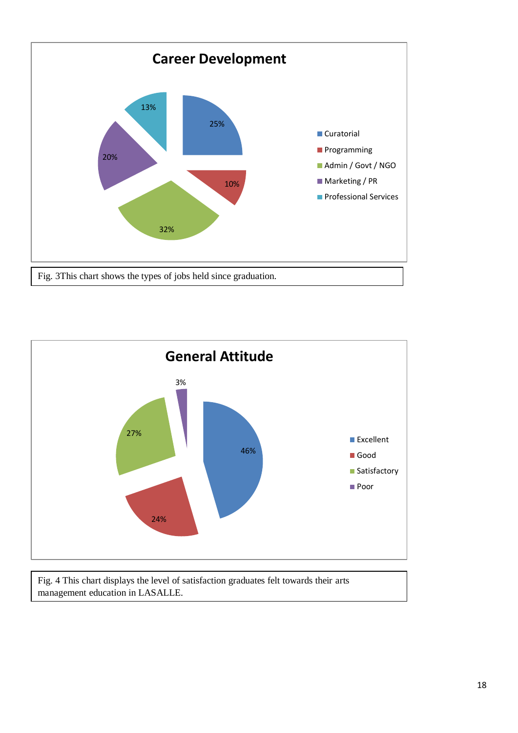**Career Development**

| Category | Percentage |
|---|---|
| Curatorial | 25% |
| Programming | 10% |
| Admin / Govt / NGO | 32% |
| Marketing / PR | 20% |
| Professional Services | 13% |

Fig. 3This chart shows the types of jobs held since graduation.

**General Attitude**

| Category | Percentage |
|---|---|
| Excellent | 46% |
| Good | 24% |
| Satisfactory | 27% |
| Poor | 3% |

Fig. 4 This chart displays the level of satisfaction graduates felt towards their arts management education in LASALLE.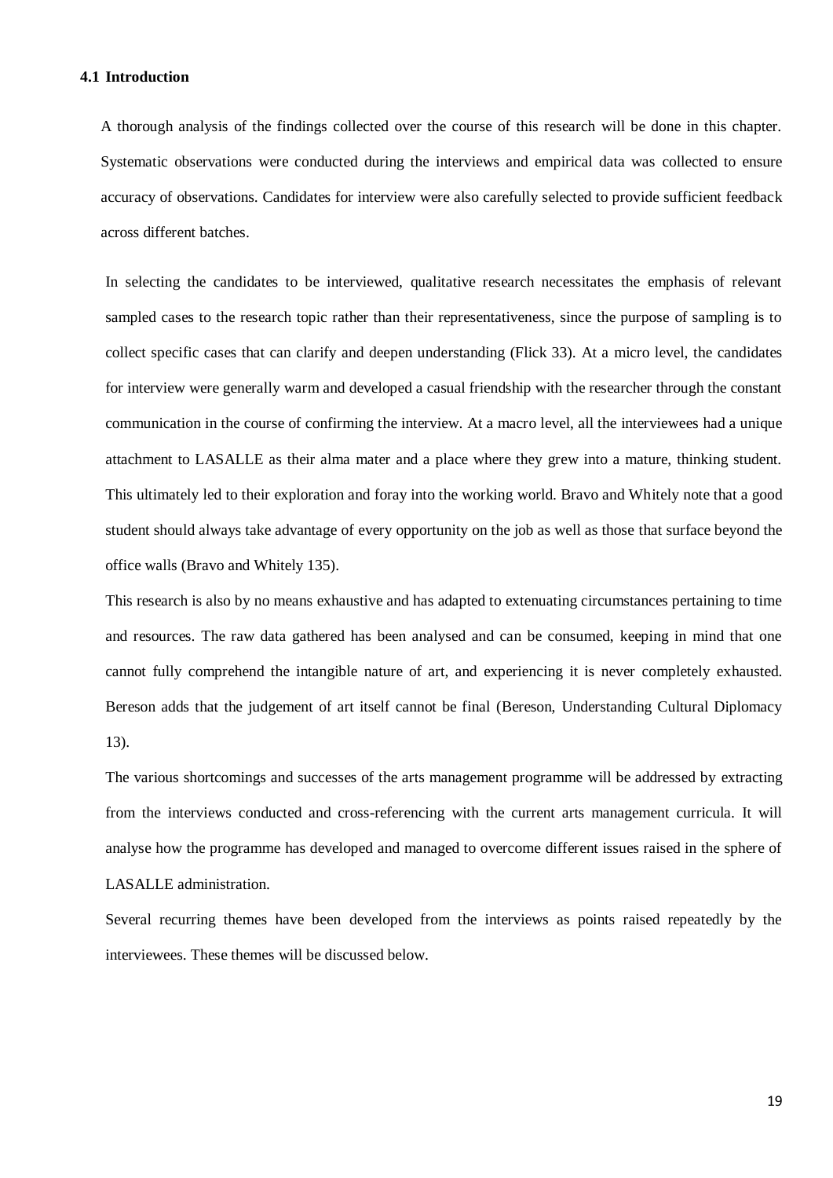### 4.1 Introduction

A thorough analysis of the findings collected over the course of this research will be done in this chapter. Systematic observations were conducted during the interviews and empirical data was collected to ensure accuracy of observations. Candidates for interview were also carefully selected to provide sufficient feedback across different batches.

In selecting the candidates to be interviewed, qualitative research necessitates the emphasis of relevant sampled cases to the research topic rather than their representativeness, since the purpose of sampling is to collect specific cases that can clarify and deepen understanding (Flick 33). At a micro level, the candidates for interview were generally warm and developed a casual friendship with the researcher through the constant communication in the course of confirming the interview. At a macro level, all the interviewees had a unique attachment to LASALLE as their alma mater and a place where they grew into a mature, thinking student. This ultimately led to their exploration and foray into the working world. Bravo and Whitely note that a good student should always take advantage of every opportunity on the job as well as those that surface beyond the office walls (Bravo and Whitely 135).

This research is also by no means exhaustive and has adapted to extenuating circumstances pertaining to time and resources. The raw data gathered has been analysed and can be consumed, keeping in mind that one cannot fully comprehend the intangible nature of art, and experiencing it is never completely exhausted. Bereson adds that the judgement of art itself cannot be final (Bereson, Understanding Cultural Diplomacy 13).

The various shortcomings and successes of the arts management programme will be addressed by extracting from the interviews conducted and cross-referencing with the current arts management curricula. It will analyse how the programme has developed and managed to overcome different issues raised in the sphere of LASALLE administration.

Several recurring themes have been developed from the interviews as points raised repeatedly by the interviewees. These themes will be discussed below.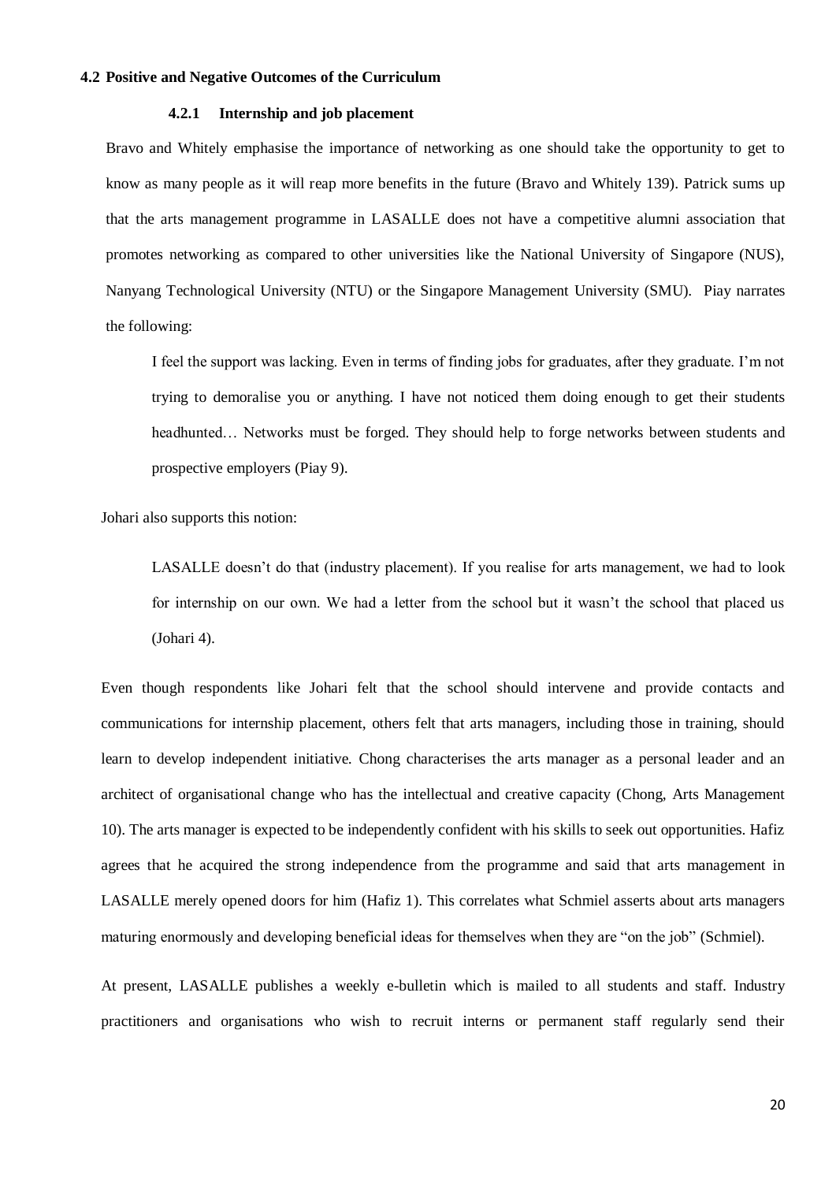## 4.2 Positive and Negative Outcomes of the Curriculum

### 4.2.1 Internship and job placement

Bravo and Whitely emphasise the importance of networking as one should take the opportunity to get to know as many people as it will reap more benefits in the future (Bravo and Whitely 139). Patrick sums up that the arts management programme in LASALLE does not have a competitive alumni association that promotes networking as compared to other universities like the National University of Singapore (NUS), Nanyang Technological University (NTU) or the Singapore Management University (SMU). Piay narrates the following:

> I feel the support was lacking. Even in terms of finding jobs for graduates, after they graduate. I'm not trying to demoralise you or anything. I have not noticed them doing enough to get their students headhunted… Networks must be forged. They should help to forge networks between students and prospective employers (Piay 9).

Johari also supports this notion:

> LASALLE doesn't do that (industry placement). If you realise for arts management, we had to look for internship on our own. We had a letter from the school but it wasn't the school that placed us (Johari 4).

Even though respondents like Johari felt that the school should intervene and provide contacts and communications for internship placement, others felt that arts managers, including those in training, should learn to develop independent initiative. Chong characterises the arts manager as a personal leader and an architect of organisational change who has the intellectual and creative capacity (Chong, Arts Management 10). The arts manager is expected to be independently confident with his skills to seek out opportunities. Hafiz agrees that he acquired the strong independence from the programme and said that arts management in LASALLE merely opened doors for him (Hafiz 1). This correlates what Schmiel asserts about arts managers maturing enormously and developing beneficial ideas for themselves when they are "on the job" (Schmiel).

At present, LASALLE publishes a weekly e-bulletin which is mailed to all students and staff. Industry practitioners and organisations who wish to recruit interns or permanent staff regularly send their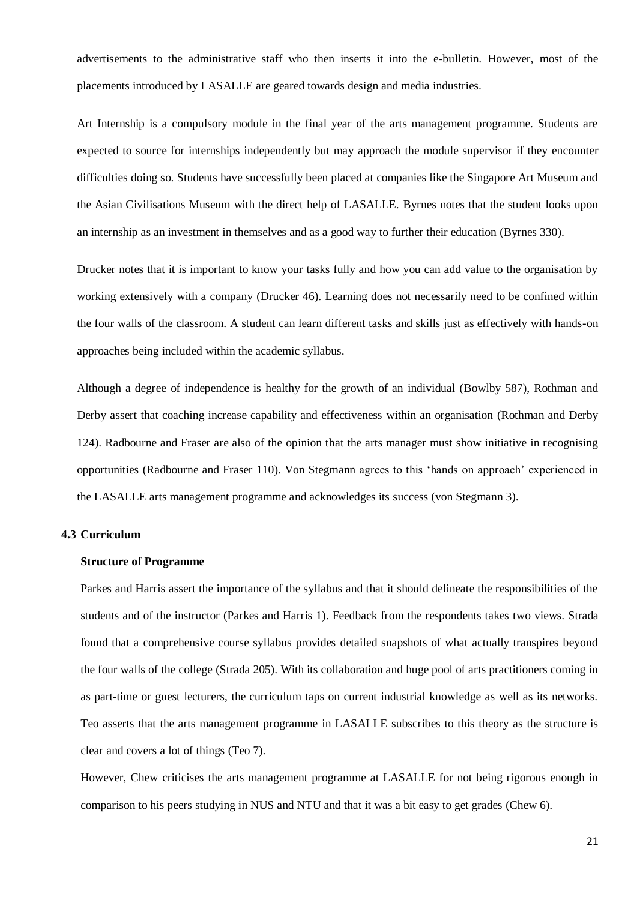advertisements to the administrative staff who then inserts it into the e-bulletin. However, most of the placements introduced by LASALLE are geared towards design and media industries.

Art Internship is a compulsory module in the final year of the arts management programme. Students are expected to source for internships independently but may approach the module supervisor if they encounter difficulties doing so. Students have successfully been placed at companies like the Singapore Art Museum and the Asian Civilisations Museum with the direct help of LASALLE. Byrnes notes that the student looks upon an internship as an investment in themselves and as a good way to further their education (Byrnes 330).

Drucker notes that it is important to know your tasks fully and how you can add value to the organisation by working extensively with a company (Drucker 46). Learning does not necessarily need to be confined within the four walls of the classroom. A student can learn different tasks and skills just as effectively with hands-on approaches being included within the academic syllabus.

Although a degree of independence is healthy for the growth of an individual (Bowlby 587), Rothman and Derby assert that coaching increase capability and effectiveness within an organisation (Rothman and Derby 124). Radbourne and Fraser are also of the opinion that the arts manager must show initiative in recognising opportunities (Radbourne and Fraser 110). Von Stegmann agrees to this 'hands on approach' experienced in the LASALLE arts management programme and acknowledges its success (von Stegmann 3).

### 4.3 Curriculum

**Structure of Programme**

Parkes and Harris assert the importance of the syllabus and that it should delineate the responsibilities of the students and of the instructor (Parkes and Harris 1). Feedback from the respondents takes two views. Strada found that a comprehensive course syllabus provides detailed snapshots of what actually transpires beyond the four walls of the college (Strada 205). With its collaboration and huge pool of arts practitioners coming in as part-time or guest lecturers, the curriculum taps on current industrial knowledge as well as its networks. Teo asserts that the arts management programme in LASALLE subscribes to this theory as the structure is clear and covers a lot of things (Teo 7).

However, Chew criticises the arts management programme at LASALLE for not being rigorous enough in comparison to his peers studying in NUS and NTU and that it was a bit easy to get grades (Chew 6).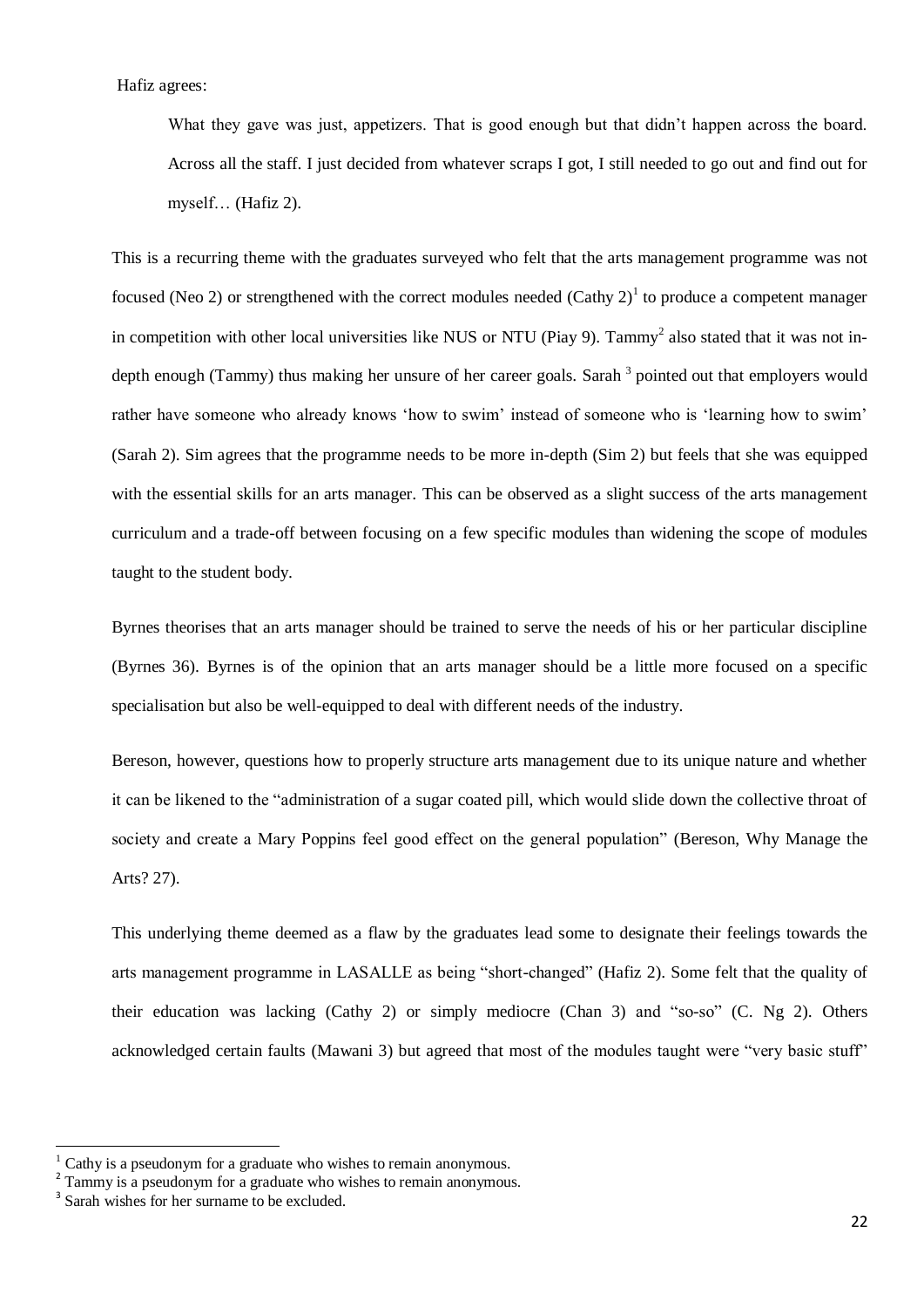Hafiz agrees:

> What they gave was just, appetizers. That is good enough but that didn't happen across the board. Across all the staff. I just decided from whatever scraps I got, I still needed to go out and find out for myself… (Hafiz 2).

This is a recurring theme with the graduates surveyed who felt that the arts management programme was not focused (Neo 2) or strengthened with the correct modules needed (Cathy 2)[1] to produce a competent manager in competition with other local universities like NUS or NTU (Piay 9). Tammy[2] also stated that it was not in-depth enough (Tammy) thus making her unsure of her career goals. Sarah [3] pointed out that employers would rather have someone who already knows 'how to swim' instead of someone who is 'learning how to swim' (Sarah 2). Sim agrees that the programme needs to be more in-depth (Sim 2) but feels that she was equipped with the essential skills for an arts manager. This can be observed as a slight success of the arts management curriculum and a trade-off between focusing on a few specific modules than widening the scope of modules taught to the student body.

Byrnes theorises that an arts manager should be trained to serve the needs of his or her particular discipline (Byrnes 36). Byrnes is of the opinion that an arts manager should be a little more focused on a specific specialisation but also be well-equipped to deal with different needs of the industry.

Bereson, however, questions how to properly structure arts management due to its unique nature and whether it can be likened to the "administration of a sugar coated pill, which would slide down the collective throat of society and create a Mary Poppins feel good effect on the general population" (Bereson, Why Manage the Arts? 27).

This underlying theme deemed as a flaw by the graduates lead some to designate their feelings towards the arts management programme in LASALLE as being "short-changed" (Hafiz 2). Some felt that the quality of their education was lacking (Cathy 2) or simply mediocre (Chan 3) and "so-so" (C. Ng 2). Others acknowledged certain faults (Mawani 3) but agreed that most of the modules taught were "very basic stuff"

---

[1] Cathy is a pseudonym for a graduate who wishes to remain anonymous.

[2] Tammy is a pseudonym for a graduate who wishes to remain anonymous.

[3] Sarah wishes for her surname to be excluded.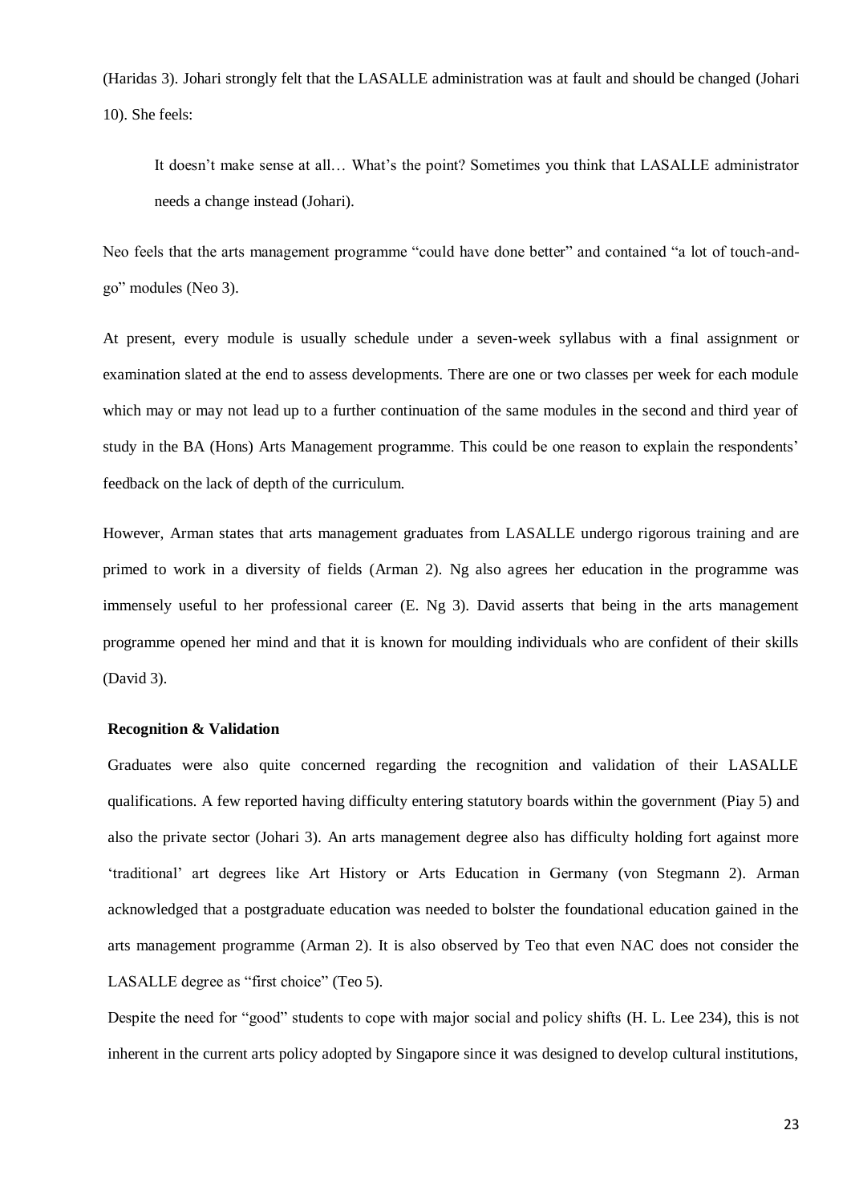(Haridas 3). Johari strongly felt that the LASALLE administration was at fault and should be changed (Johari 10). She feels:

> It doesn't make sense at all… What's the point? Sometimes you think that LASALLE administrator needs a change instead (Johari).

Neo feels that the arts management programme "could have done better" and contained "a lot of touch-and-go" modules (Neo 3).

At present, every module is usually schedule under a seven-week syllabus with a final assignment or examination slated at the end to assess developments. There are one or two classes per week for each module which may or may not lead up to a further continuation of the same modules in the second and third year of study in the BA (Hons) Arts Management programme. This could be one reason to explain the respondents' feedback on the lack of depth of the curriculum.

However, Arman states that arts management graduates from LASALLE undergo rigorous training and are primed to work in a diversity of fields (Arman 2). Ng also agrees her education in the programme was immensely useful to her professional career (E. Ng 3). David asserts that being in the arts management programme opened her mind and that it is known for moulding individuals who are confident of their skills (David 3).

**Recognition & Validation**

Graduates were also quite concerned regarding the recognition and validation of their LASALLE qualifications. A few reported having difficulty entering statutory boards within the government (Piay 5) and also the private sector (Johari 3). An arts management degree also has difficulty holding fort against more 'traditional' art degrees like Art History or Arts Education in Germany (von Stegmann 2). Arman acknowledged that a postgraduate education was needed to bolster the foundational education gained in the arts management programme (Arman 2). It is also observed by Teo that even NAC does not consider the LASALLE degree as "first choice" (Teo 5).

Despite the need for "good" students to cope with major social and policy shifts (H. L. Lee 234), this is not inherent in the current arts policy adopted by Singapore since it was designed to develop cultural institutions,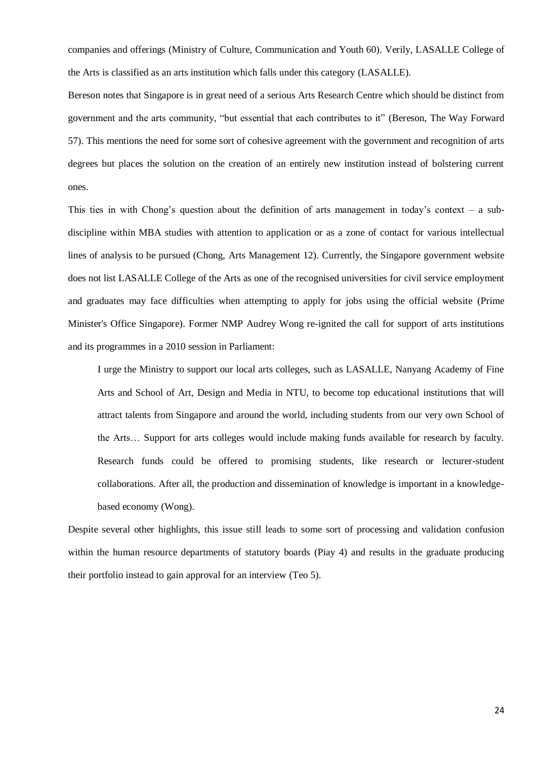companies and offerings (Ministry of Culture, Communication and Youth 60). Verily, LASALLE College of the Arts is classified as an arts institution which falls under this category (LASALLE).

Bereson notes that Singapore is in great need of a serious Arts Research Centre which should be distinct from government and the arts community, "but essential that each contributes to it" (Bereson, The Way Forward 57). This mentions the need for some sort of cohesive agreement with the government and recognition of arts degrees but places the solution on the creation of an entirely new institution instead of bolstering current ones.

This ties in with Chong's question about the definition of arts management in today's context – a sub-discipline within MBA studies with attention to application or as a zone of contact for various intellectual lines of analysis to be pursued (Chong, Arts Management 12). Currently, the Singapore government website does not list LASALLE College of the Arts as one of the recognised universities for civil service employment and graduates may face difficulties when attempting to apply for jobs using the official website (Prime Minister's Office Singapore). Former NMP Audrey Wong re-ignited the call for support of arts institutions and its programmes in a 2010 session in Parliament:

> I urge the Ministry to support our local arts colleges, such as LASALLE, Nanyang Academy of Fine Arts and School of Art, Design and Media in NTU, to become top educational institutions that will attract talents from Singapore and around the world, including students from our very own School of the Arts… Support for arts colleges would include making funds available for research by faculty. Research funds could be offered to promising students, like research or lecturer-student collaborations. After all, the production and dissemination of knowledge is important in a knowledge-based economy (Wong).

Despite several other highlights, this issue still leads to some sort of processing and validation confusion within the human resource departments of statutory boards (Piay 4) and results in the graduate producing their portfolio instead to gain approval for an interview (Teo 5).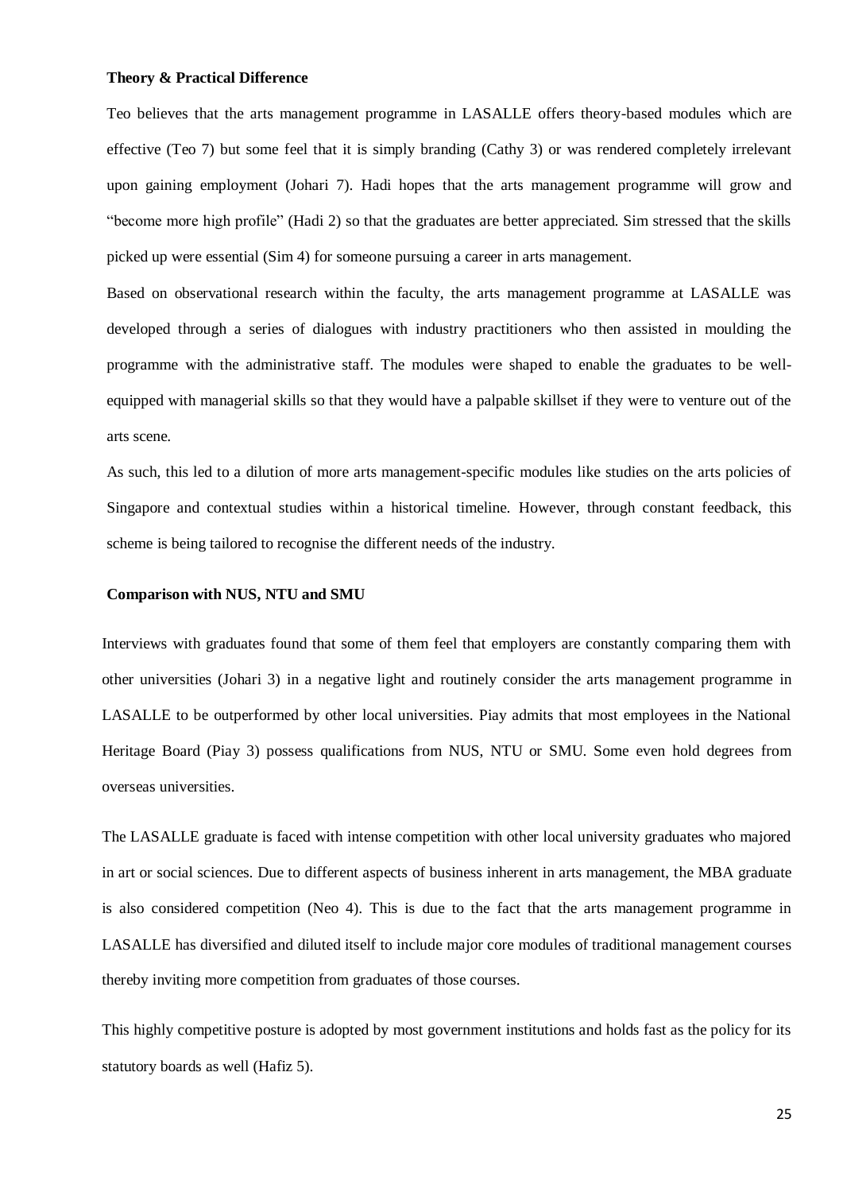**Theory & Practical Difference**

Teo believes that the arts management programme in LASALLE offers theory-based modules which are effective (Teo 7) but some feel that it is simply branding (Cathy 3) or was rendered completely irrelevant upon gaining employment (Johari 7). Hadi hopes that the arts management programme will grow and "become more high profile" (Hadi 2) so that the graduates are better appreciated. Sim stressed that the skills picked up were essential (Sim 4) for someone pursuing a career in arts management.

Based on observational research within the faculty, the arts management programme at LASALLE was developed through a series of dialogues with industry practitioners who then assisted in moulding the programme with the administrative staff. The modules were shaped to enable the graduates to be well-equipped with managerial skills so that they would have a palpable skillset if they were to venture out of the arts scene.

As such, this led to a dilution of more arts management-specific modules like studies on the arts policies of Singapore and contextual studies within a historical timeline. However, through constant feedback, this scheme is being tailored to recognise the different needs of the industry.

**Comparison with NUS, NTU and SMU**

Interviews with graduates found that some of them feel that employers are constantly comparing them with other universities (Johari 3) in a negative light and routinely consider the arts management programme in LASALLE to be outperformed by other local universities. Piay admits that most employees in the National Heritage Board (Piay 3) possess qualifications from NUS, NTU or SMU. Some even hold degrees from overseas universities.

The LASALLE graduate is faced with intense competition with other local university graduates who majored in art or social sciences. Due to different aspects of business inherent in arts management, the MBA graduate is also considered competition (Neo 4). This is due to the fact that the arts management programme in LASALLE has diversified and diluted itself to include major core modules of traditional management courses thereby inviting more competition from graduates of those courses.

This highly competitive posture is adopted by most government institutions and holds fast as the policy for its statutory boards as well (Hafiz 5).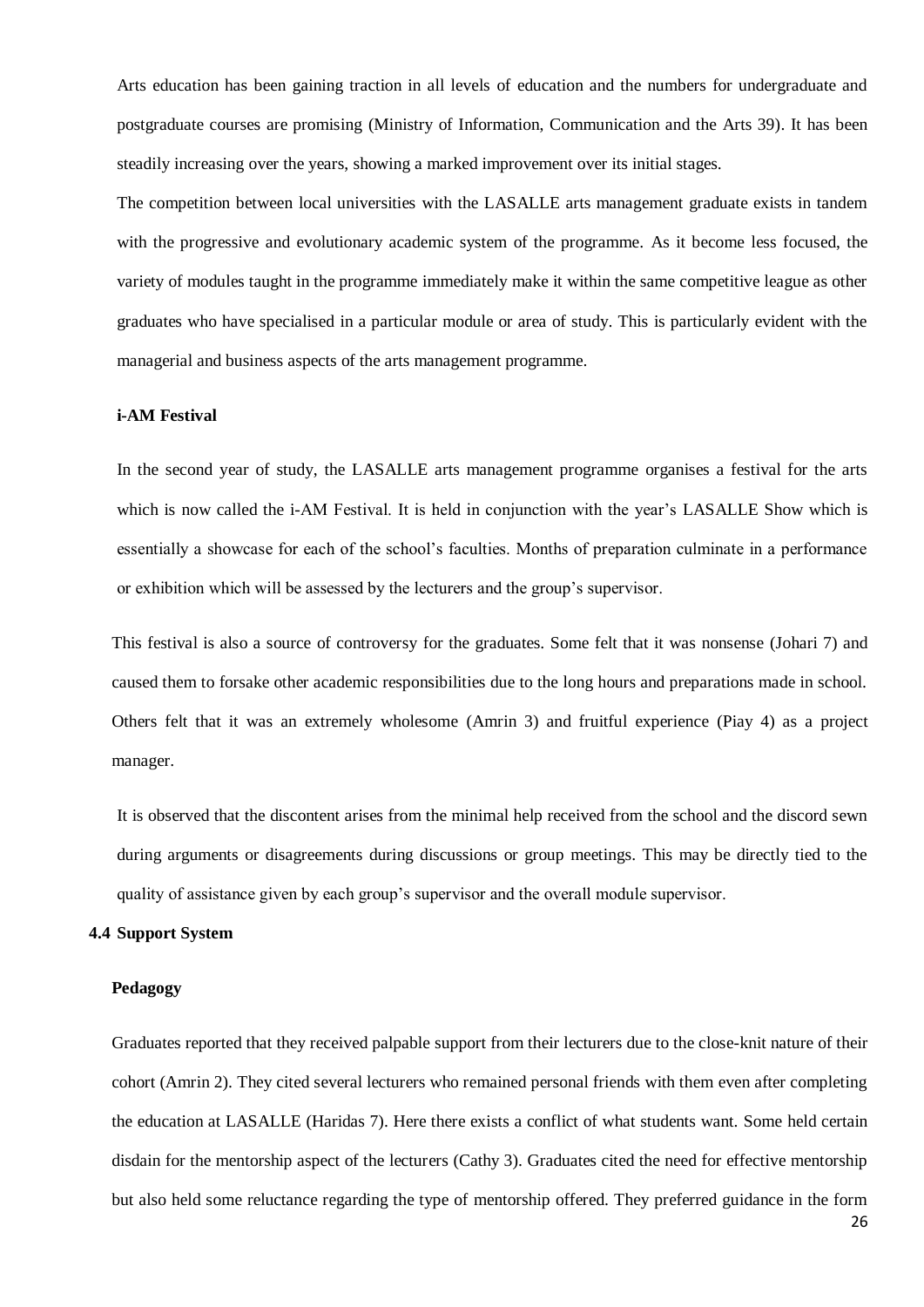Arts education has been gaining traction in all levels of education and the numbers for undergraduate and postgraduate courses are promising (Ministry of Information, Communication and the Arts 39). It has been steadily increasing over the years, showing a marked improvement over its initial stages.

The competition between local universities with the LASALLE arts management graduate exists in tandem with the progressive and evolutionary academic system of the programme. As it become less focused, the variety of modules taught in the programme immediately make it within the same competitive league as other graduates who have specialised in a particular module or area of study. This is particularly evident with the managerial and business aspects of the arts management programme.

**i-AM Festival**

In the second year of study, the LASALLE arts management programme organises a festival for the arts which is now called the i-AM Festival. It is held in conjunction with the year's LASALLE Show which is essentially a showcase for each of the school's faculties. Months of preparation culminate in a performance or exhibition which will be assessed by the lecturers and the group's supervisor.

This festival is also a source of controversy for the graduates. Some felt that it was nonsense (Johari 7) and caused them to forsake other academic responsibilities due to the long hours and preparations made in school. Others felt that it was an extremely wholesome (Amrin 3) and fruitful experience (Piay 4) as a project manager.

It is observed that the discontent arises from the minimal help received from the school and the discord sewn during arguments or disagreements during discussions or group meetings. This may be directly tied to the quality of assistance given by each group's supervisor and the overall module supervisor.

## 4.4 Support System

**Pedagogy**

Graduates reported that they received palpable support from their lecturers due to the close-knit nature of their cohort (Amrin 2). They cited several lecturers who remained personal friends with them even after completing the education at LASALLE (Haridas 7). Here there exists a conflict of what students want. Some held certain disdain for the mentorship aspect of the lecturers (Cathy 3). Graduates cited the need for effective mentorship but also held some reluctance regarding the type of mentorship offered. They preferred guidance in the form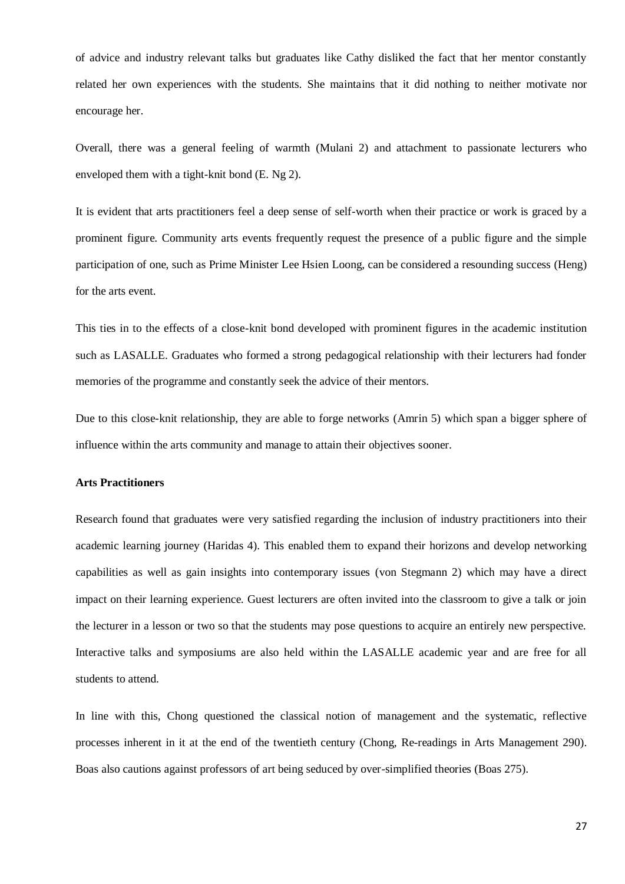of advice and industry relevant talks but graduates like Cathy disliked the fact that her mentor constantly related her own experiences with the students. She maintains that it did nothing to neither motivate nor encourage her.

Overall, there was a general feeling of warmth (Mulani 2) and attachment to passionate lecturers who enveloped them with a tight-knit bond (E. Ng 2).

It is evident that arts practitioners feel a deep sense of self-worth when their practice or work is graced by a prominent figure. Community arts events frequently request the presence of a public figure and the simple participation of one, such as Prime Minister Lee Hsien Loong, can be considered a resounding success (Heng) for the arts event.

This ties in to the effects of a close-knit bond developed with prominent figures in the academic institution such as LASALLE. Graduates who formed a strong pedagogical relationship with their lecturers had fonder memories of the programme and constantly seek the advice of their mentors.

Due to this close-knit relationship, they are able to forge networks (Amrin 5) which span a bigger sphere of influence within the arts community and manage to attain their objectives sooner.

**Arts Practitioners**

Research found that graduates were very satisfied regarding the inclusion of industry practitioners into their academic learning journey (Haridas 4). This enabled them to expand their horizons and develop networking capabilities as well as gain insights into contemporary issues (von Stegmann 2) which may have a direct impact on their learning experience. Guest lecturers are often invited into the classroom to give a talk or join the lecturer in a lesson or two so that the students may pose questions to acquire an entirely new perspective. Interactive talks and symposiums are also held within the LASALLE academic year and are free for all students to attend.

In line with this, Chong questioned the classical notion of management and the systematic, reflective processes inherent in it at the end of the twentieth century (Chong, Re-readings in Arts Management 290). Boas also cautions against professors of art being seduced by over-simplified theories (Boas 275).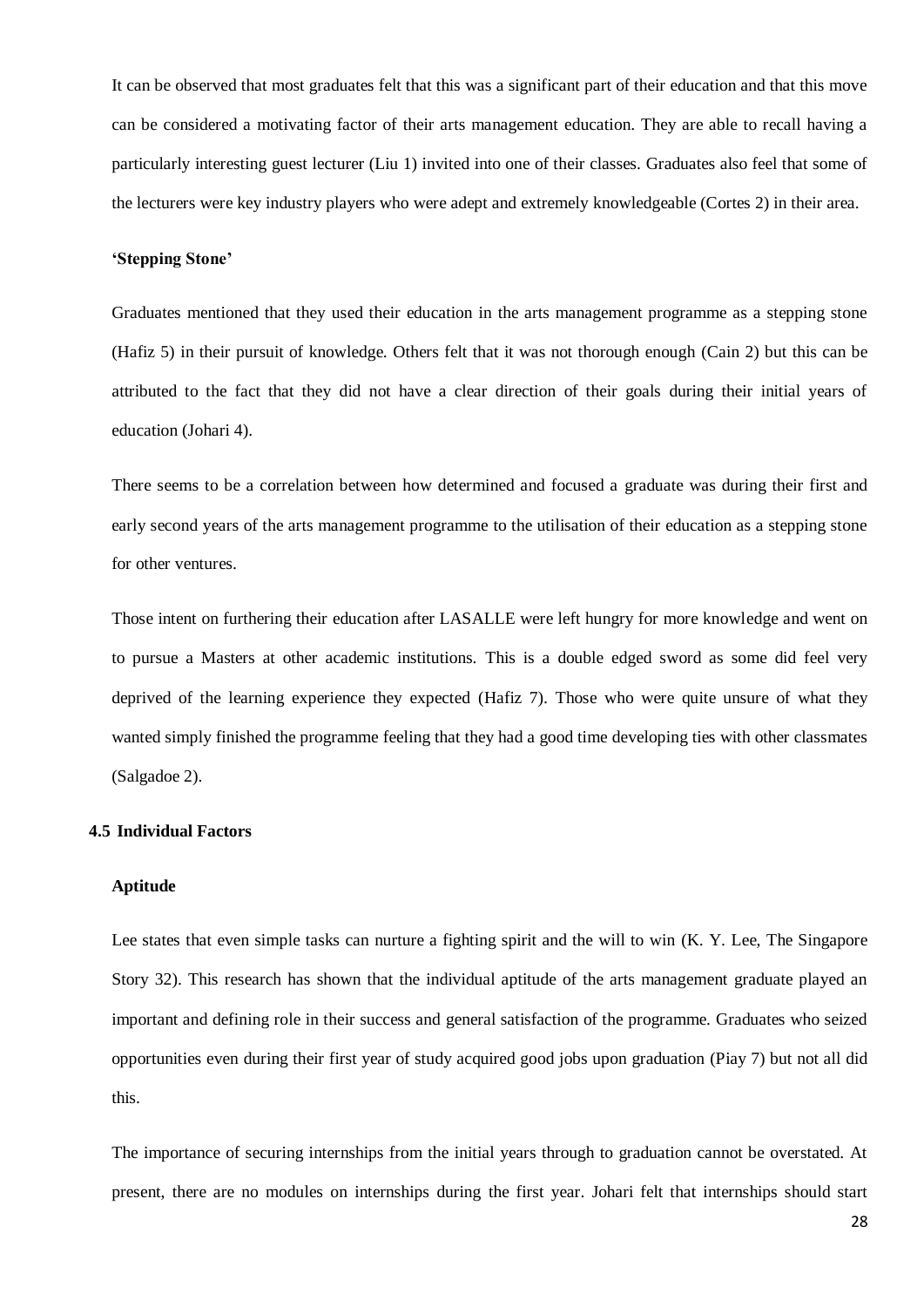It can be observed that most graduates felt that this was a significant part of their education and that this move can be considered a motivating factor of their arts management education. They are able to recall having a particularly interesting guest lecturer (Liu 1) invited into one of their classes. Graduates also feel that some of the lecturers were key industry players who were adept and extremely knowledgeable (Cortes 2) in their area.

#### 'Stepping Stone'

Graduates mentioned that they used their education in the arts management programme as a stepping stone (Hafiz 5) in their pursuit of knowledge. Others felt that it was not thorough enough (Cain 2) but this can be attributed to the fact that they did not have a clear direction of their goals during their initial years of education (Johari 4).

There seems to be a correlation between how determined and focused a graduate was during their first and early second years of the arts management programme to the utilisation of their education as a stepping stone for other ventures.

Those intent on furthering their education after LASALLE were left hungry for more knowledge and went on to pursue a Masters at other academic institutions. This is a double edged sword as some did feel very deprived of the learning experience they expected (Hafiz 7). Those who were quite unsure of what they wanted simply finished the programme feeling that they had a good time developing ties with other classmates (Salgadoe 2).

### 4.5 Individual Factors

#### Aptitude

Lee states that even simple tasks can nurture a fighting spirit and the will to win (K. Y. Lee, The Singapore Story 32). This research has shown that the individual aptitude of the arts management graduate played an important and defining role in their success and general satisfaction of the programme. Graduates who seized opportunities even during their first year of study acquired good jobs upon graduation (Piay 7) but not all did this.

The importance of securing internships from the initial years through to graduation cannot be overstated. At present, there are no modules on internships during the first year. Johari felt that internships should start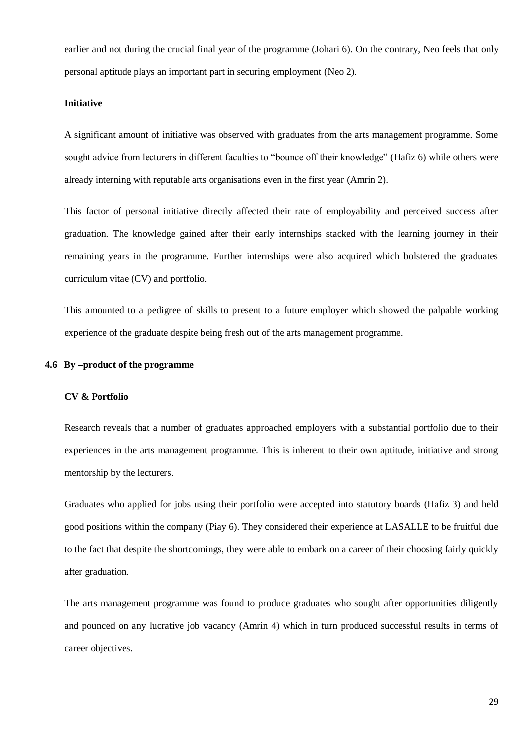earlier and not during the crucial final year of the programme (Johari 6). On the contrary, Neo feels that only personal aptitude plays an important part in securing employment (Neo 2).

**Initiative**

A significant amount of initiative was observed with graduates from the arts management programme. Some sought advice from lecturers in different faculties to "bounce off their knowledge" (Hafiz 6) while others were already interning with reputable arts organisations even in the first year (Amrin 2).

This factor of personal initiative directly affected their rate of employability and perceived success after graduation. The knowledge gained after their early internships stacked with the learning journey in their remaining years in the programme. Further internships were also acquired which bolstered the graduates curriculum vitae (CV) and portfolio.

This amounted to a pedigree of skills to present to a future employer which showed the palpable working experience of the graduate despite being fresh out of the arts management programme.

### 4.6 By –product of the programme

**CV & Portfolio**

Research reveals that a number of graduates approached employers with a substantial portfolio due to their experiences in the arts management programme. This is inherent to their own aptitude, initiative and strong mentorship by the lecturers.

Graduates who applied for jobs using their portfolio were accepted into statutory boards (Hafiz 3) and held good positions within the company (Piay 6). They considered their experience at LASALLE to be fruitful due to the fact that despite the shortcomings, they were able to embark on a career of their choosing fairly quickly after graduation.

The arts management programme was found to produce graduates who sought after opportunities diligently and pounced on any lucrative job vacancy (Amrin 4) which in turn produced successful results in terms of career objectives.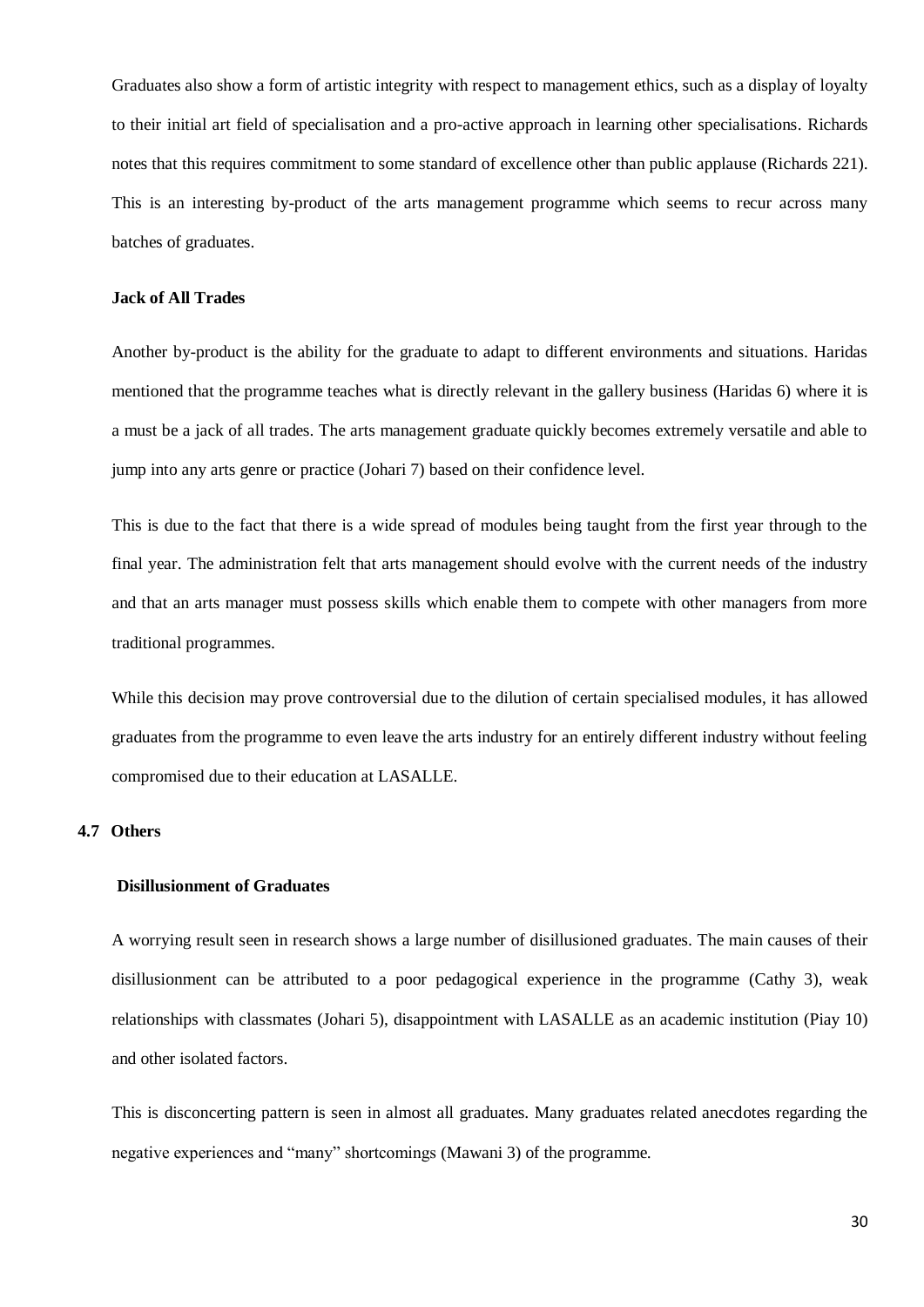Graduates also show a form of artistic integrity with respect to management ethics, such as a display of loyalty to their initial art field of specialisation and a pro-active approach in learning other specialisations. Richards notes that this requires commitment to some standard of excellence other than public applause (Richards 221). This is an interesting by-product of the arts management programme which seems to recur across many batches of graduates.

#### Jack of All Trades

Another by-product is the ability for the graduate to adapt to different environments and situations. Haridas mentioned that the programme teaches what is directly relevant in the gallery business (Haridas 6) where it is a must be a jack of all trades. The arts management graduate quickly becomes extremely versatile and able to jump into any arts genre or practice (Johari 7) based on their confidence level.

This is due to the fact that there is a wide spread of modules being taught from the first year through to the final year. The administration felt that arts management should evolve with the current needs of the industry and that an arts manager must possess skills which enable them to compete with other managers from more traditional programmes.

While this decision may prove controversial due to the dilution of certain specialised modules, it has allowed graduates from the programme to even leave the arts industry for an entirely different industry without feeling compromised due to their education at LASALLE.

### 4.7 Others

#### Disillusionment of Graduates

A worrying result seen in research shows a large number of disillusioned graduates. The main causes of their disillusionment can be attributed to a poor pedagogical experience in the programme (Cathy 3), weak relationships with classmates (Johari 5), disappointment with LASALLE as an academic institution (Piay 10) and other isolated factors.

This is disconcerting pattern is seen in almost all graduates. Many graduates related anecdotes regarding the negative experiences and “many” shortcomings (Mawani 3) of the programme.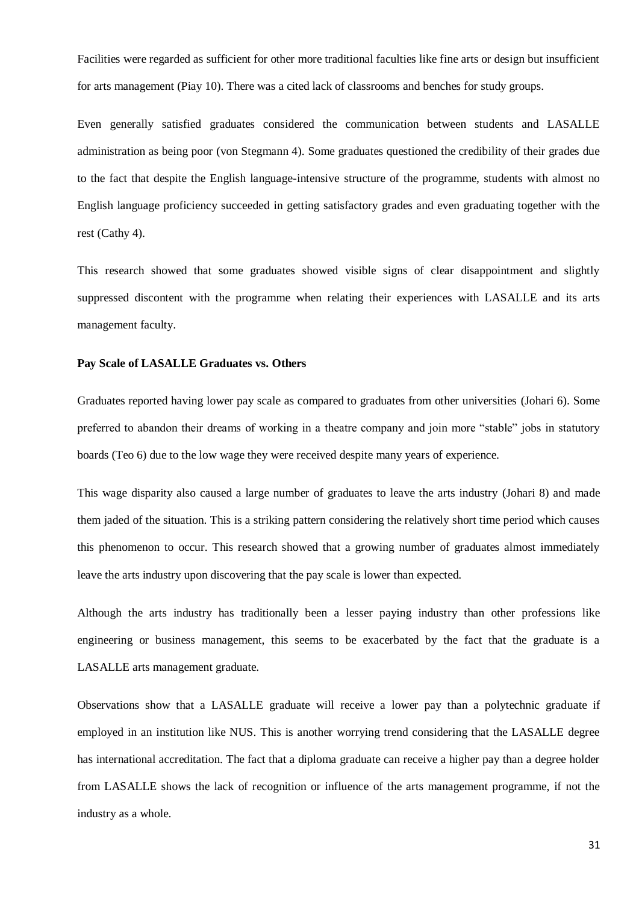Facilities were regarded as sufficient for other more traditional faculties like fine arts or design but insufficient for arts management (Piay 10). There was a cited lack of classrooms and benches for study groups.

Even generally satisfied graduates considered the communication between students and LASALLE administration as being poor (von Stegmann 4). Some graduates questioned the credibility of their grades due to the fact that despite the English language-intensive structure of the programme, students with almost no English language proficiency succeeded in getting satisfactory grades and even graduating together with the rest (Cathy 4).

This research showed that some graduates showed visible signs of clear disappointment and slightly suppressed discontent with the programme when relating their experiences with LASALLE and its arts management faculty.

**Pay Scale of LASALLE Graduates vs. Others**

Graduates reported having lower pay scale as compared to graduates from other universities (Johari 6). Some preferred to abandon their dreams of working in a theatre company and join more "stable" jobs in statutory boards (Teo 6) due to the low wage they were received despite many years of experience.

This wage disparity also caused a large number of graduates to leave the arts industry (Johari 8) and made them jaded of the situation. This is a striking pattern considering the relatively short time period which causes this phenomenon to occur. This research showed that a growing number of graduates almost immediately leave the arts industry upon discovering that the pay scale is lower than expected.

Although the arts industry has traditionally been a lesser paying industry than other professions like engineering or business management, this seems to be exacerbated by the fact that the graduate is a LASALLE arts management graduate.

Observations show that a LASALLE graduate will receive a lower pay than a polytechnic graduate if employed in an institution like NUS. This is another worrying trend considering that the LASALLE degree has international accreditation. The fact that a diploma graduate can receive a higher pay than a degree holder from LASALLE shows the lack of recognition or influence of the arts management programme, if not the industry as a whole.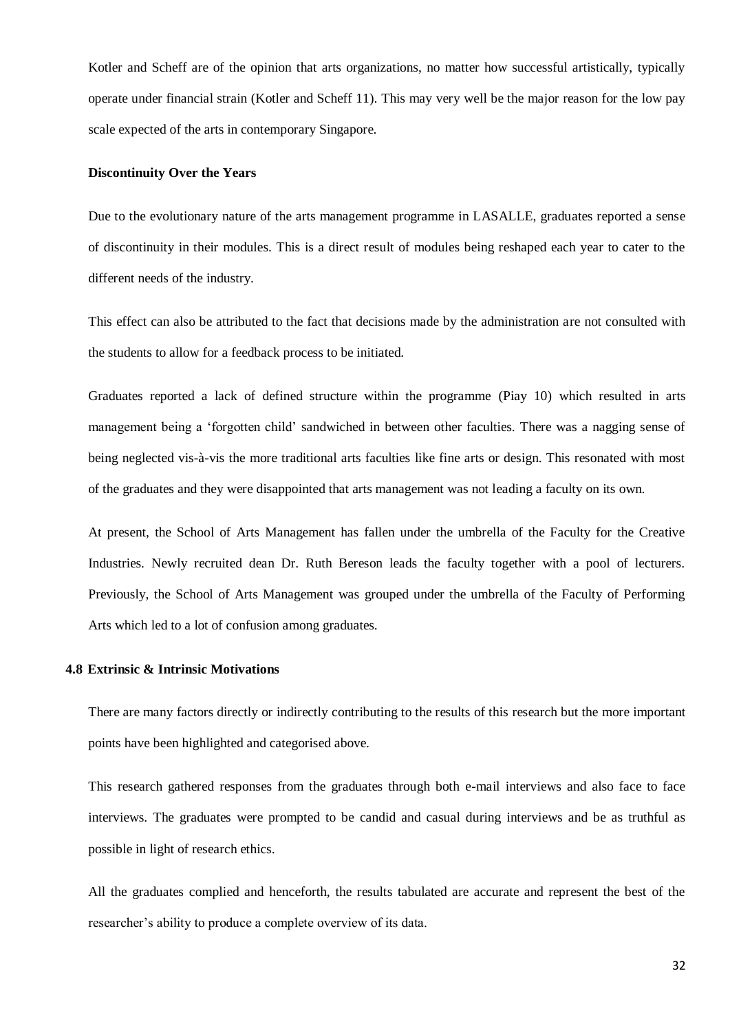Kotler and Scheff are of the opinion that arts organizations, no matter how successful artistically, typically operate under financial strain (Kotler and Scheff 11). This may very well be the major reason for the low pay scale expected of the arts in contemporary Singapore.

**Discontinuity Over the Years**

Due to the evolutionary nature of the arts management programme in LASALLE, graduates reported a sense of discontinuity in their modules. This is a direct result of modules being reshaped each year to cater to the different needs of the industry.

This effect can also be attributed to the fact that decisions made by the administration are not consulted with the students to allow for a feedback process to be initiated.

Graduates reported a lack of defined structure within the programme (Piay 10) which resulted in arts management being a 'forgotten child' sandwiched in between other faculties. There was a nagging sense of being neglected vis-à-vis the more traditional arts faculties like fine arts or design. This resonated with most of the graduates and they were disappointed that arts management was not leading a faculty on its own.

At present, the School of Arts Management has fallen under the umbrella of the Faculty for the Creative Industries. Newly recruited dean Dr. Ruth Bereson leads the faculty together with a pool of lecturers. Previously, the School of Arts Management was grouped under the umbrella of the Faculty of Performing Arts which led to a lot of confusion among graduates.

### 4.8 Extrinsic & Intrinsic Motivations

There are many factors directly or indirectly contributing to the results of this research but the more important points have been highlighted and categorised above.

This research gathered responses from the graduates through both e-mail interviews and also face to face interviews. The graduates were prompted to be candid and casual during interviews and be as truthful as possible in light of research ethics.

All the graduates complied and henceforth, the results tabulated are accurate and represent the best of the researcher's ability to produce a complete overview of its data.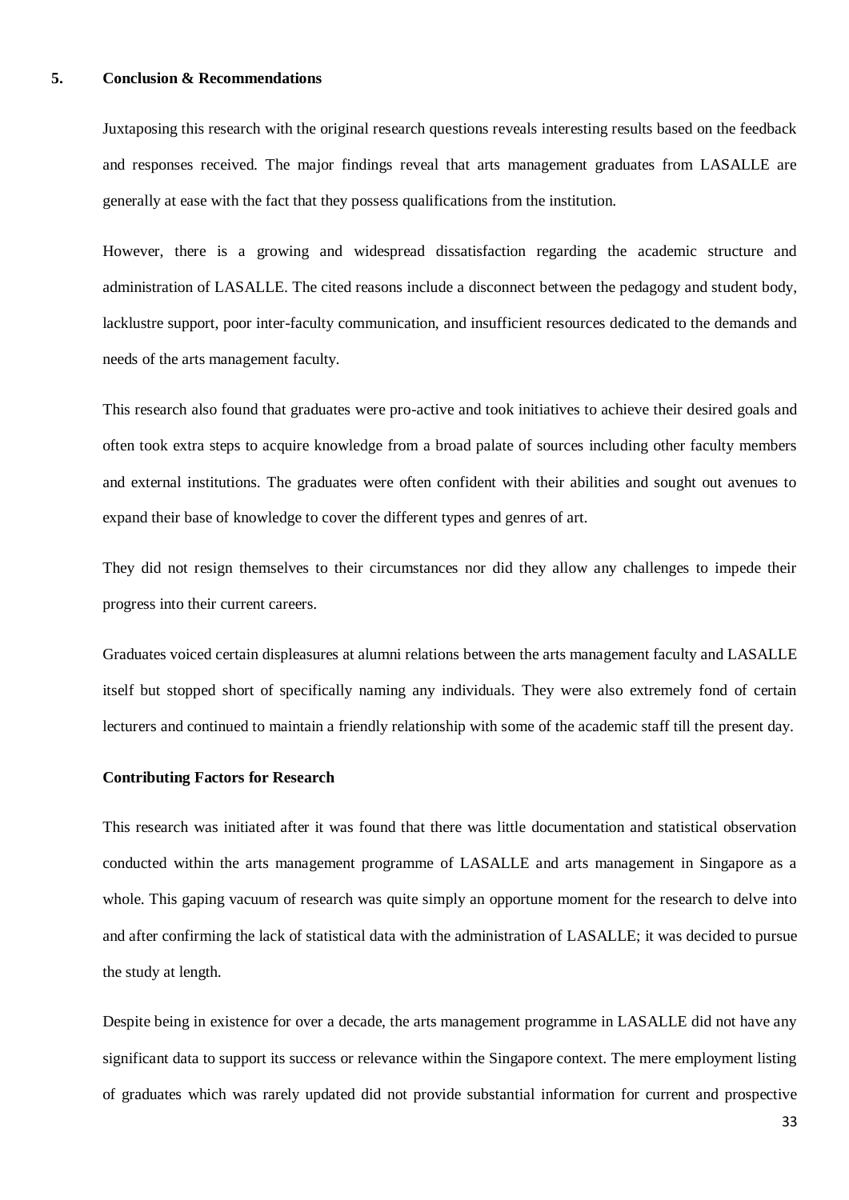## 5. Conclusion & Recommendations

Juxtaposing this research with the original research questions reveals interesting results based on the feedback and responses received. The major findings reveal that arts management graduates from LASALLE are generally at ease with the fact that they possess qualifications from the institution.

However, there is a growing and widespread dissatisfaction regarding the academic structure and administration of LASALLE. The cited reasons include a disconnect between the pedagogy and student body, lacklustre support, poor inter-faculty communication, and insufficient resources dedicated to the demands and needs of the arts management faculty.

This research also found that graduates were pro-active and took initiatives to achieve their desired goals and often took extra steps to acquire knowledge from a broad palate of sources including other faculty members and external institutions. The graduates were often confident with their abilities and sought out avenues to expand their base of knowledge to cover the different types and genres of art.

They did not resign themselves to their circumstances nor did they allow any challenges to impede their progress into their current careers.

Graduates voiced certain displeasures at alumni relations between the arts management faculty and LASALLE itself but stopped short of specifically naming any individuals. They were also extremely fond of certain lecturers and continued to maintain a friendly relationship with some of the academic staff till the present day.

**Contributing Factors for Research**

This research was initiated after it was found that there was little documentation and statistical observation conducted within the arts management programme of LASALLE and arts management in Singapore as a whole. This gaping vacuum of research was quite simply an opportune moment for the research to delve into and after confirming the lack of statistical data with the administration of LASALLE; it was decided to pursue the study at length.

Despite being in existence for over a decade, the arts management programme in LASALLE did not have any significant data to support its success or relevance within the Singapore context. The mere employment listing of graduates which was rarely updated did not provide substantial information for current and prospective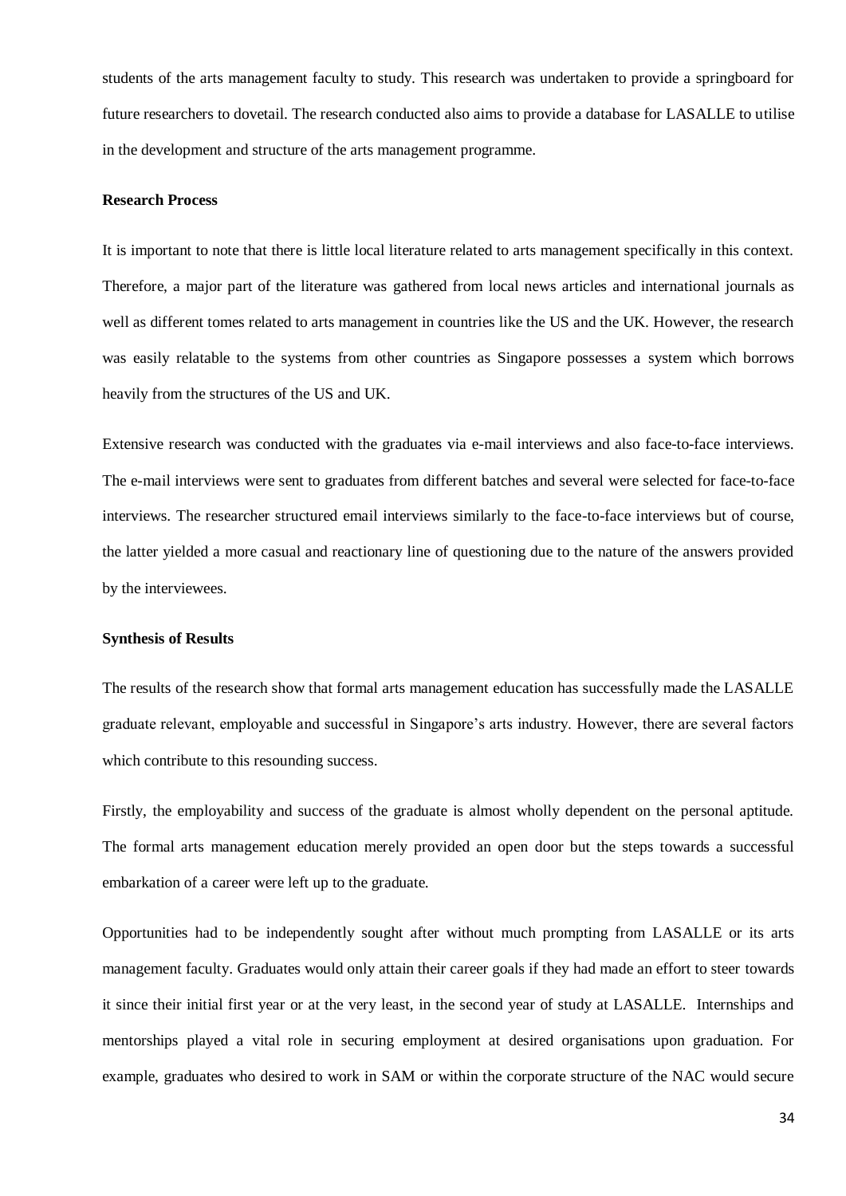students of the arts management faculty to study. This research was undertaken to provide a springboard for future researchers to dovetail. The research conducted also aims to provide a database for LASALLE to utilise in the development and structure of the arts management programme.

**Research Process**

It is important to note that there is little local literature related to arts management specifically in this context. Therefore, a major part of the literature was gathered from local news articles and international journals as well as different tomes related to arts management in countries like the US and the UK. However, the research was easily relatable to the systems from other countries as Singapore possesses a system which borrows heavily from the structures of the US and UK.

Extensive research was conducted with the graduates via e-mail interviews and also face-to-face interviews. The e-mail interviews were sent to graduates from different batches and several were selected for face-to-face interviews. The researcher structured email interviews similarly to the face-to-face interviews but of course, the latter yielded a more casual and reactionary line of questioning due to the nature of the answers provided by the interviewees.

**Synthesis of Results**

The results of the research show that formal arts management education has successfully made the LASALLE graduate relevant, employable and successful in Singapore's arts industry. However, there are several factors which contribute to this resounding success.

Firstly, the employability and success of the graduate is almost wholly dependent on the personal aptitude. The formal arts management education merely provided an open door but the steps towards a successful embarkation of a career were left up to the graduate.

Opportunities had to be independently sought after without much prompting from LASALLE or its arts management faculty. Graduates would only attain their career goals if they had made an effort to steer towards it since their initial first year or at the very least, in the second year of study at LASALLE. Internships and mentorships played a vital role in securing employment at desired organisations upon graduation. For example, graduates who desired to work in SAM or within the corporate structure of the NAC would secure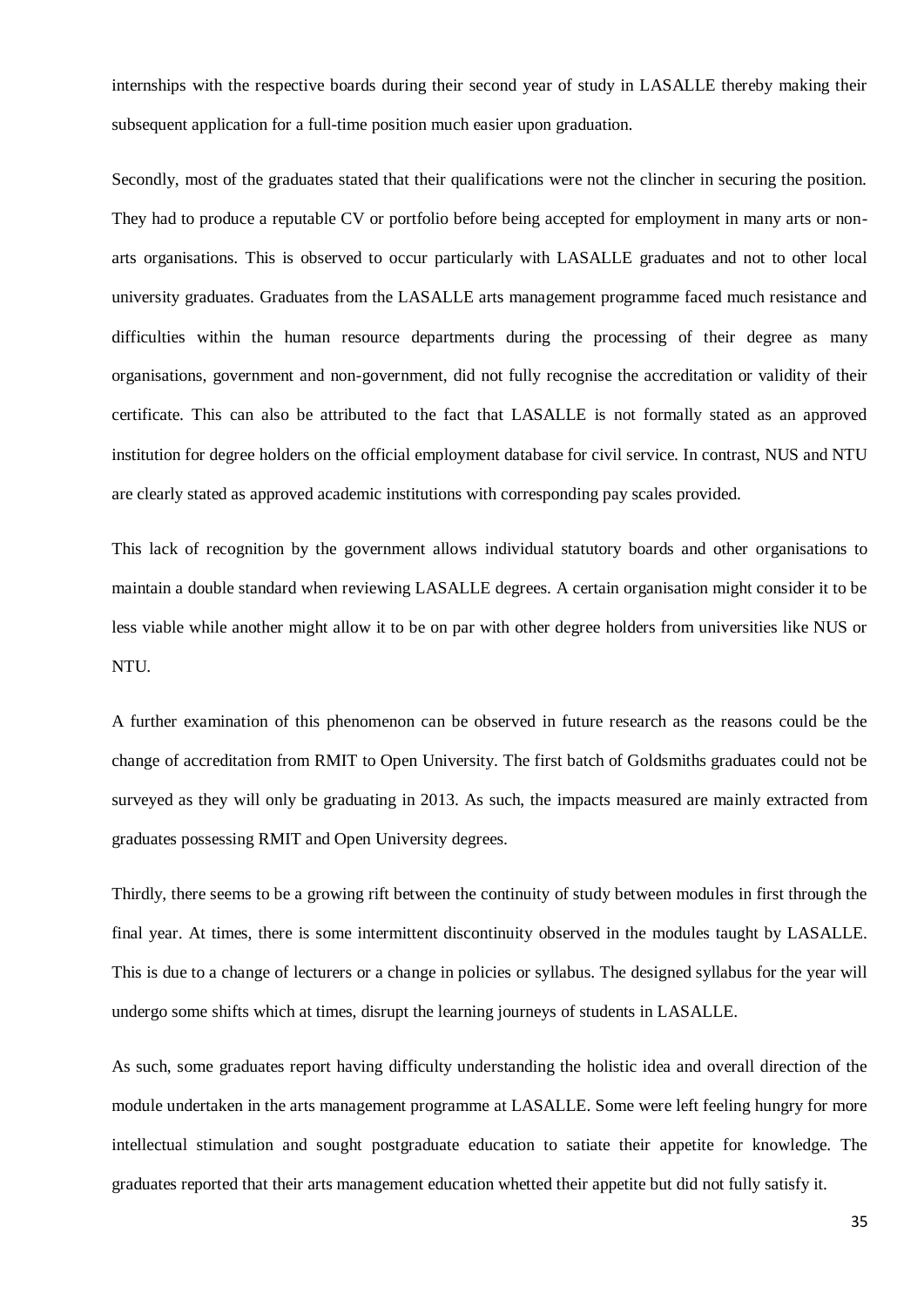internships with the respective boards during their second year of study in LASALLE thereby making their subsequent application for a full-time position much easier upon graduation.

Secondly, most of the graduates stated that their qualifications were not the clincher in securing the position. They had to produce a reputable CV or portfolio before being accepted for employment in many arts or non-arts organisations. This is observed to occur particularly with LASALLE graduates and not to other local university graduates. Graduates from the LASALLE arts management programme faced much resistance and difficulties within the human resource departments during the processing of their degree as many organisations, government and non-government, did not fully recognise the accreditation or validity of their certificate. This can also be attributed to the fact that LASALLE is not formally stated as an approved institution for degree holders on the official employment database for civil service. In contrast, NUS and NTU are clearly stated as approved academic institutions with corresponding pay scales provided.

This lack of recognition by the government allows individual statutory boards and other organisations to maintain a double standard when reviewing LASALLE degrees. A certain organisation might consider it to be less viable while another might allow it to be on par with other degree holders from universities like NUS or NTU.

A further examination of this phenomenon can be observed in future research as the reasons could be the change of accreditation from RMIT to Open University. The first batch of Goldsmiths graduates could not be surveyed as they will only be graduating in 2013. As such, the impacts measured are mainly extracted from graduates possessing RMIT and Open University degrees.

Thirdly, there seems to be a growing rift between the continuity of study between modules in first through the final year. At times, there is some intermittent discontinuity observed in the modules taught by LASALLE. This is due to a change of lecturers or a change in policies or syllabus. The designed syllabus for the year will undergo some shifts which at times, disrupt the learning journeys of students in LASALLE.

As such, some graduates report having difficulty understanding the holistic idea and overall direction of the module undertaken in the arts management programme at LASALLE. Some were left feeling hungry for more intellectual stimulation and sought postgraduate education to satiate their appetite for knowledge. The graduates reported that their arts management education whetted their appetite but did not fully satisfy it.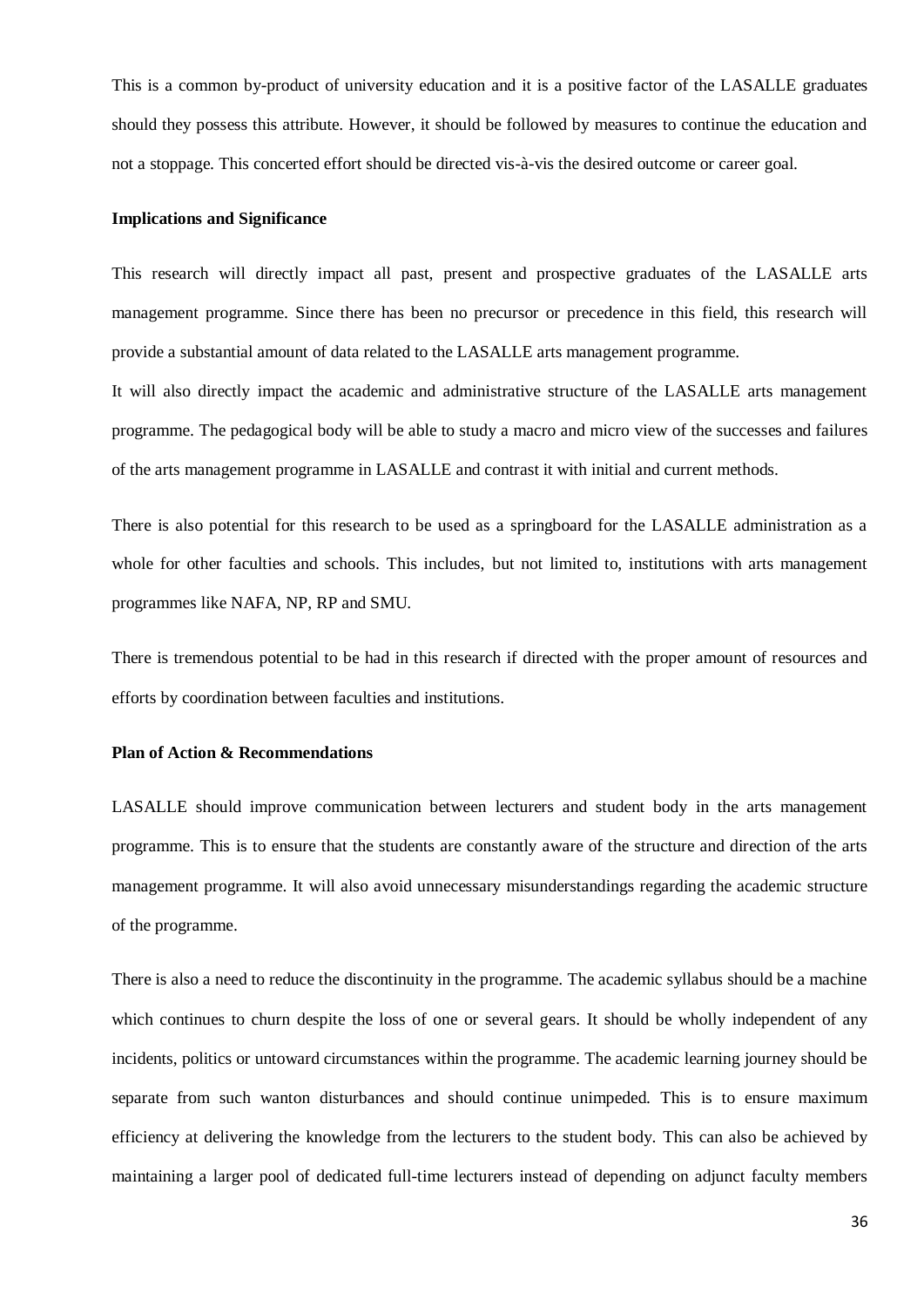This is a common by-product of university education and it is a positive factor of the LASALLE graduates should they possess this attribute. However, it should be followed by measures to continue the education and not a stoppage. This concerted effort should be directed vis-à-vis the desired outcome or career goal.

**Implications and Significance**

This research will directly impact all past, present and prospective graduates of the LASALLE arts management programme. Since there has been no precursor or precedence in this field, this research will provide a substantial amount of data related to the LASALLE arts management programme.

It will also directly impact the academic and administrative structure of the LASALLE arts management programme. The pedagogical body will be able to study a macro and micro view of the successes and failures of the arts management programme in LASALLE and contrast it with initial and current methods.

There is also potential for this research to be used as a springboard for the LASALLE administration as a whole for other faculties and schools. This includes, but not limited to, institutions with arts management programmes like NAFA, NP, RP and SMU.

There is tremendous potential to be had in this research if directed with the proper amount of resources and efforts by coordination between faculties and institutions.

**Plan of Action & Recommendations**

LASALLE should improve communication between lecturers and student body in the arts management programme. This is to ensure that the students are constantly aware of the structure and direction of the arts management programme. It will also avoid unnecessary misunderstandings regarding the academic structure of the programme.

There is also a need to reduce the discontinuity in the programme. The academic syllabus should be a machine which continues to churn despite the loss of one or several gears. It should be wholly independent of any incidents, politics or untoward circumstances within the programme. The academic learning journey should be separate from such wanton disturbances and should continue unimpeded. This is to ensure maximum efficiency at delivering the knowledge from the lecturers to the student body. This can also be achieved by maintaining a larger pool of dedicated full-time lecturers instead of depending on adjunct faculty members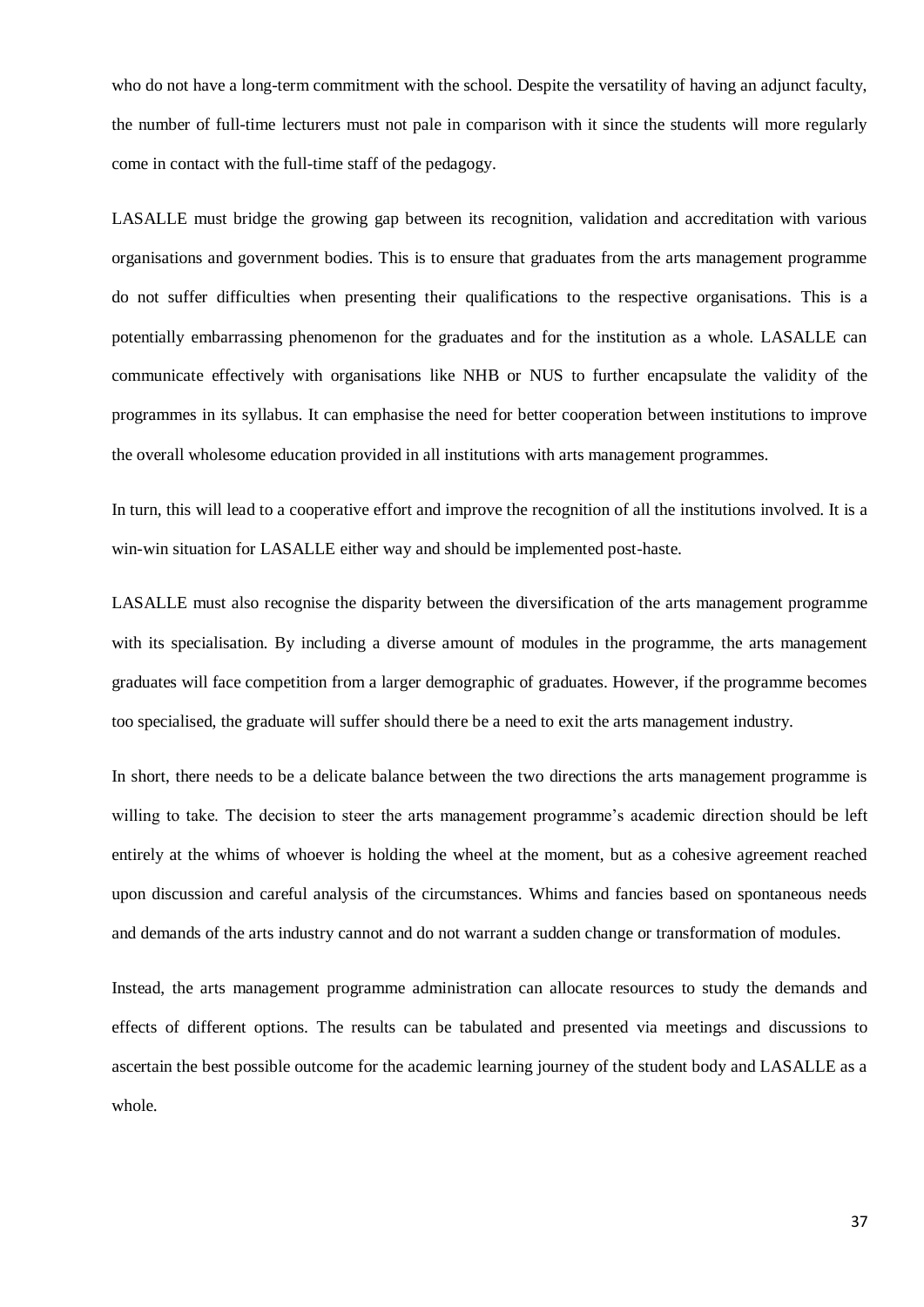who do not have a long-term commitment with the school. Despite the versatility of having an adjunct faculty, the number of full-time lecturers must not pale in comparison with it since the students will more regularly come in contact with the full-time staff of the pedagogy.

LASALLE must bridge the growing gap between its recognition, validation and accreditation with various organisations and government bodies. This is to ensure that graduates from the arts management programme do not suffer difficulties when presenting their qualifications to the respective organisations. This is a potentially embarrassing phenomenon for the graduates and for the institution as a whole. LASALLE can communicate effectively with organisations like NHB or NUS to further encapsulate the validity of the programmes in its syllabus. It can emphasise the need for better cooperation between institutions to improve the overall wholesome education provided in all institutions with arts management programmes.

In turn, this will lead to a cooperative effort and improve the recognition of all the institutions involved. It is a win-win situation for LASALLE either way and should be implemented post-haste.

LASALLE must also recognise the disparity between the diversification of the arts management programme with its specialisation. By including a diverse amount of modules in the programme, the arts management graduates will face competition from a larger demographic of graduates. However, if the programme becomes too specialised, the graduate will suffer should there be a need to exit the arts management industry.

In short, there needs to be a delicate balance between the two directions the arts management programme is willing to take. The decision to steer the arts management programme's academic direction should be left entirely at the whims of whoever is holding the wheel at the moment, but as a cohesive agreement reached upon discussion and careful analysis of the circumstances. Whims and fancies based on spontaneous needs and demands of the arts industry cannot and do not warrant a sudden change or transformation of modules.

Instead, the arts management programme administration can allocate resources to study the demands and effects of different options. The results can be tabulated and presented via meetings and discussions to ascertain the best possible outcome for the academic learning journey of the student body and LASALLE as a whole.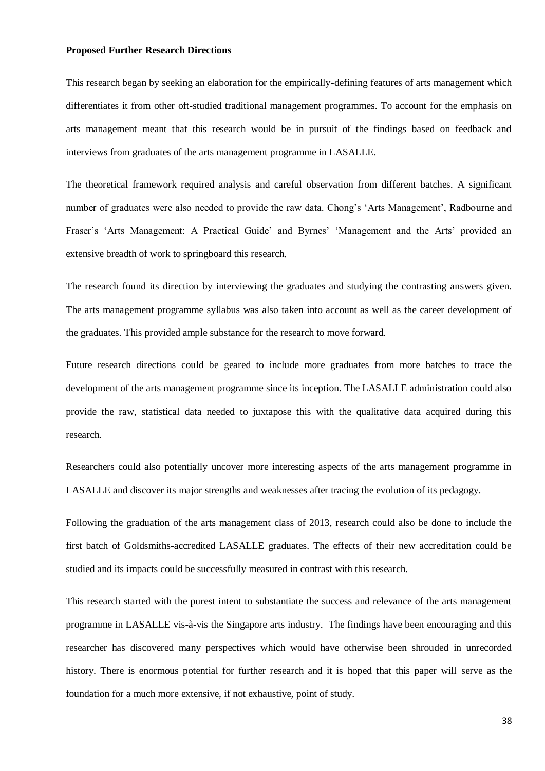**Proposed Further Research Directions**

This research began by seeking an elaboration for the empirically-defining features of arts management which differentiates it from other oft-studied traditional management programmes. To account for the emphasis on arts management meant that this research would be in pursuit of the findings based on feedback and interviews from graduates of the arts management programme in LASALLE.

The theoretical framework required analysis and careful observation from different batches. A significant number of graduates were also needed to provide the raw data. Chong's 'Arts Management', Radbourne and Fraser's 'Arts Management: A Practical Guide' and Byrnes' 'Management and the Arts' provided an extensive breadth of work to springboard this research.

The research found its direction by interviewing the graduates and studying the contrasting answers given. The arts management programme syllabus was also taken into account as well as the career development of the graduates. This provided ample substance for the research to move forward.

Future research directions could be geared to include more graduates from more batches to trace the development of the arts management programme since its inception. The LASALLE administration could also provide the raw, statistical data needed to juxtapose this with the qualitative data acquired during this research.

Researchers could also potentially uncover more interesting aspects of the arts management programme in LASALLE and discover its major strengths and weaknesses after tracing the evolution of its pedagogy.

Following the graduation of the arts management class of 2013, research could also be done to include the first batch of Goldsmiths-accredited LASALLE graduates. The effects of their new accreditation could be studied and its impacts could be successfully measured in contrast with this research.

This research started with the purest intent to substantiate the success and relevance of the arts management programme in LASALLE vis-à-vis the Singapore arts industry. The findings have been encouraging and this researcher has discovered many perspectives which would have otherwise been shrouded in unrecorded history. There is enormous potential for further research and it is hoped that this paper will serve as the foundation for a much more extensive, if not exhaustive, point of study.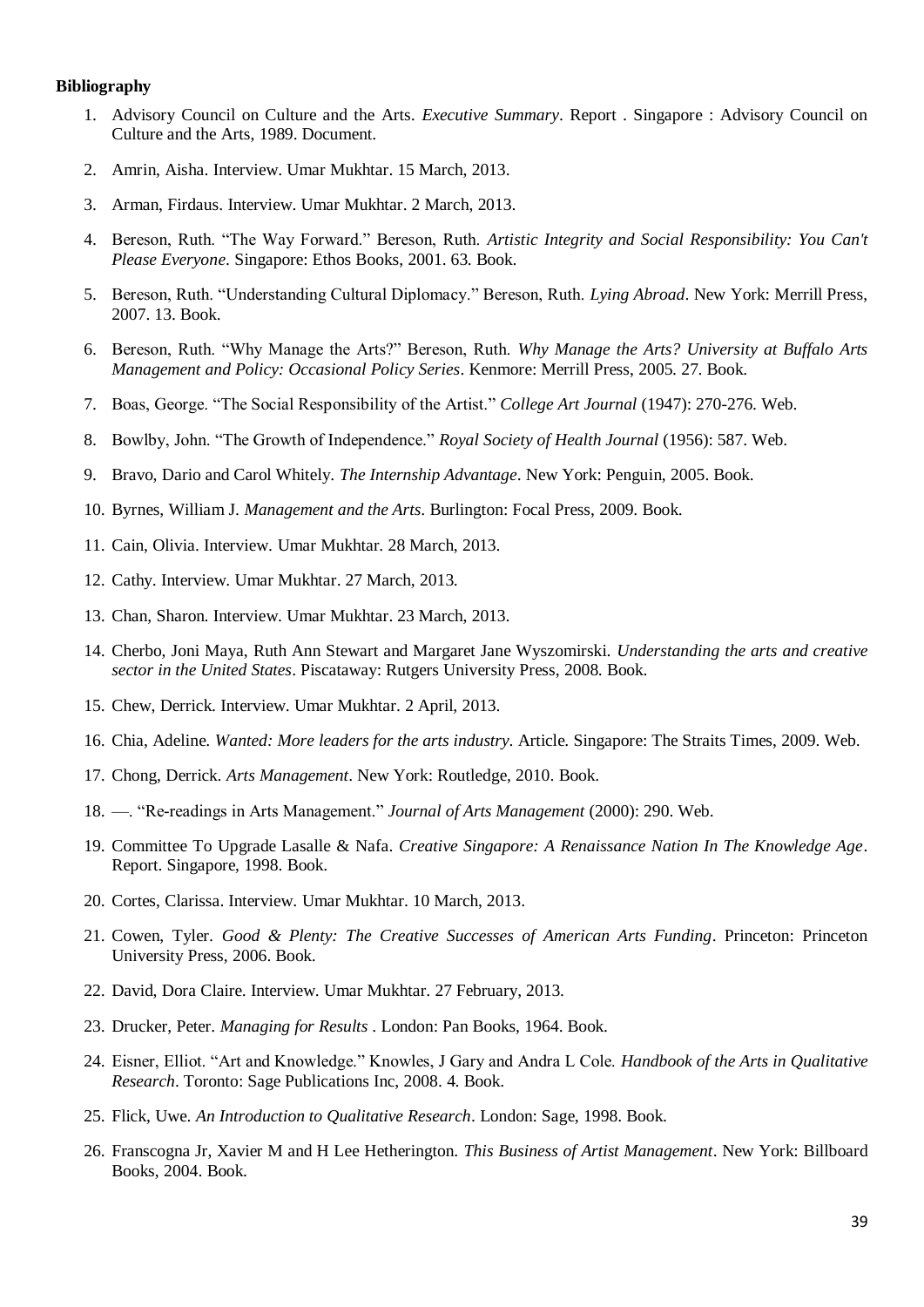**Bibliography**

1. Advisory Council on Culture and the Arts. *Executive Summary*. Report . Singapore : Advisory Council on Culture and the Arts, 1989. Document.
2. Amrin, Aisha. Interview. Umar Mukhtar. 15 March, 2013.
3. Arman, Firdaus. Interview. Umar Mukhtar. 2 March, 2013.
4. Bereson, Ruth. "The Way Forward." Bereson, Ruth. *Artistic Integrity and Social Responsibility: You Can't Please Everyone*. Singapore: Ethos Books, 2001. 63. Book.
5. Bereson, Ruth. "Understanding Cultural Diplomacy." Bereson, Ruth. *Lying Abroad*. New York: Merrill Press, 2007. 13. Book.
6. Bereson, Ruth. "Why Manage the Arts?" Bereson, Ruth. *Why Manage the Arts? University at Buffalo Arts Management and Policy: Occasional Policy Series*. Kenmore: Merrill Press, 2005. 27. Book.
7. Boas, George. "The Social Responsibility of the Artist." *College Art Journal* (1947): 270-276. Web.
8. Bowlby, John. "The Growth of Independence." *Royal Society of Health Journal* (1956): 587. Web.
9. Bravo, Dario and Carol Whitely. *The Internship Advantage*. New York: Penguin, 2005. Book.
10. Byrnes, William J. *Management and the Arts*. Burlington: Focal Press, 2009. Book.
11. Cain, Olivia. Interview. Umar Mukhtar. 28 March, 2013.
12. Cathy. Interview. Umar Mukhtar. 27 March, 2013.
13. Chan, Sharon. Interview. Umar Mukhtar. 23 March, 2013.
14. Cherbo, Joni Maya, Ruth Ann Stewart and Margaret Jane Wyszomirski. *Understanding the arts and creative sector in the United States*. Piscataway: Rutgers University Press, 2008. Book.
15. Chew, Derrick. Interview. Umar Mukhtar. 2 April, 2013.
16. Chia, Adeline. *Wanted: More leaders for the arts industry*. Article. Singapore: The Straits Times, 2009. Web.
17. Chong, Derrick. *Arts Management*. New York: Routledge, 2010. Book.
18. —. "Re-readings in Arts Management." *Journal of Arts Management* (2000): 290. Web.
19. Committee To Upgrade Lasalle & Nafa. *Creative Singapore: A Renaissance Nation In The Knowledge Age*. Report. Singapore, 1998. Book.
20. Cortes, Clarissa. Interview. Umar Mukhtar. 10 March, 2013.
21. Cowen, Tyler. *Good & Plenty: The Creative Successes of American Arts Funding*. Princeton: Princeton University Press, 2006. Book.
22. David, Dora Claire. Interview. Umar Mukhtar. 27 February, 2013.
23. Drucker, Peter. *Managing for Results* . London: Pan Books, 1964. Book.
24. Eisner, Elliot. "Art and Knowledge." Knowles, J Gary and Andra L Cole. *Handbook of the Arts in Qualitative Research*. Toronto: Sage Publications Inc, 2008. 4. Book.
25. Flick, Uwe. *An Introduction to Qualitative Research*. London: Sage, 1998. Book.
26. Franscogna Jr, Xavier M and H Lee Hetherington. *This Business of Artist Management*. New York: Billboard Books, 2004. Book.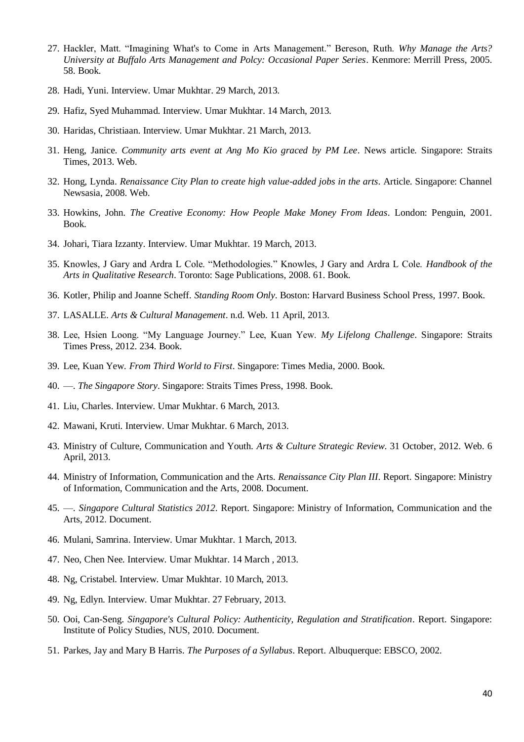27. Hackler, Matt. “Imagining What's to Come in Arts Management.” Bereson, Ruth. *Why Manage the Arts? University at Buffalo Arts Management and Polcy: Occasional Paper Series*. Kenmore: Merrill Press, 2005. 58. Book.

28. Hadi, Yuni. Interview. Umar Mukhtar. 29 March, 2013.

29. Hafiz, Syed Muhammad. Interview. Umar Mukhtar. 14 March, 2013.

30. Haridas, Christiaan. Interview. Umar Mukhtar. 21 March, 2013.

31. Heng, Janice. *Community arts event at Ang Mo Kio graced by PM Lee*. News article. Singapore: Straits Times, 2013. Web.

32. Hong, Lynda. *Renaissance City Plan to create high value-added jobs in the arts*. Article. Singapore: Channel Newsasia, 2008. Web.

33. Howkins, John. *The Creative Economy: How People Make Money From Ideas*. London: Penguin, 2001. Book.

34. Johari, Tiara Izzanty. Interview. Umar Mukhtar. 19 March, 2013.

35. Knowles, J Gary and Ardra L Cole. “Methodologies.” Knowles, J Gary and Ardra L Cole. *Handbook of the Arts in Qualitative Research*. Toronto: Sage Publications, 2008. 61. Book.

36. Kotler, Philip and Joanne Scheff. *Standing Room Only*. Boston: Harvard Business School Press, 1997. Book.

37. LASALLE. *Arts & Cultural Management*. n.d. Web. 11 April, 2013.

38. Lee, Hsien Loong. “My Language Journey.” Lee, Kuan Yew. *My Lifelong Challenge*. Singapore: Straits Times Press, 2012. 234. Book.

39. Lee, Kuan Yew. *From Third World to First*. Singapore: Times Media, 2000. Book.

40. —. *The Singapore Story*. Singapore: Straits Times Press, 1998. Book.

41. Liu, Charles. Interview. Umar Mukhtar. 6 March, 2013.

42. Mawani, Kruti. Interview. Umar Mukhtar. 6 March, 2013.

43. Ministry of Culture, Communication and Youth. *Arts & Culture Strategic Review*. 31 October, 2012. Web. 6 April, 2013.

44. Ministry of Information, Communication and the Arts. *Renaissance City Plan III*. Report. Singapore: Ministry of Information, Communication and the Arts, 2008. Document.

45. —. *Singapore Cultural Statistics 2012*. Report. Singapore: Ministry of Information, Communication and the Arts, 2012. Document.

46. Mulani, Samrina. Interview. Umar Mukhtar. 1 March, 2013.

47. Neo, Chen Nee. Interview. Umar Mukhtar. 14 March , 2013.

48. Ng, Cristabel. Interview. Umar Mukhtar. 10 March, 2013.

49. Ng, Edlyn. Interview. Umar Mukhtar. 27 February, 2013.

50. Ooi, Can-Seng. *Singapore's Cultural Policy: Authenticity, Regulation and Stratification*. Report. Singapore: Institute of Policy Studies, NUS, 2010. Document.

51. Parkes, Jay and Mary B Harris. *The Purposes of a Syllabus*. Report. Albuquerque: EBSCO, 2002.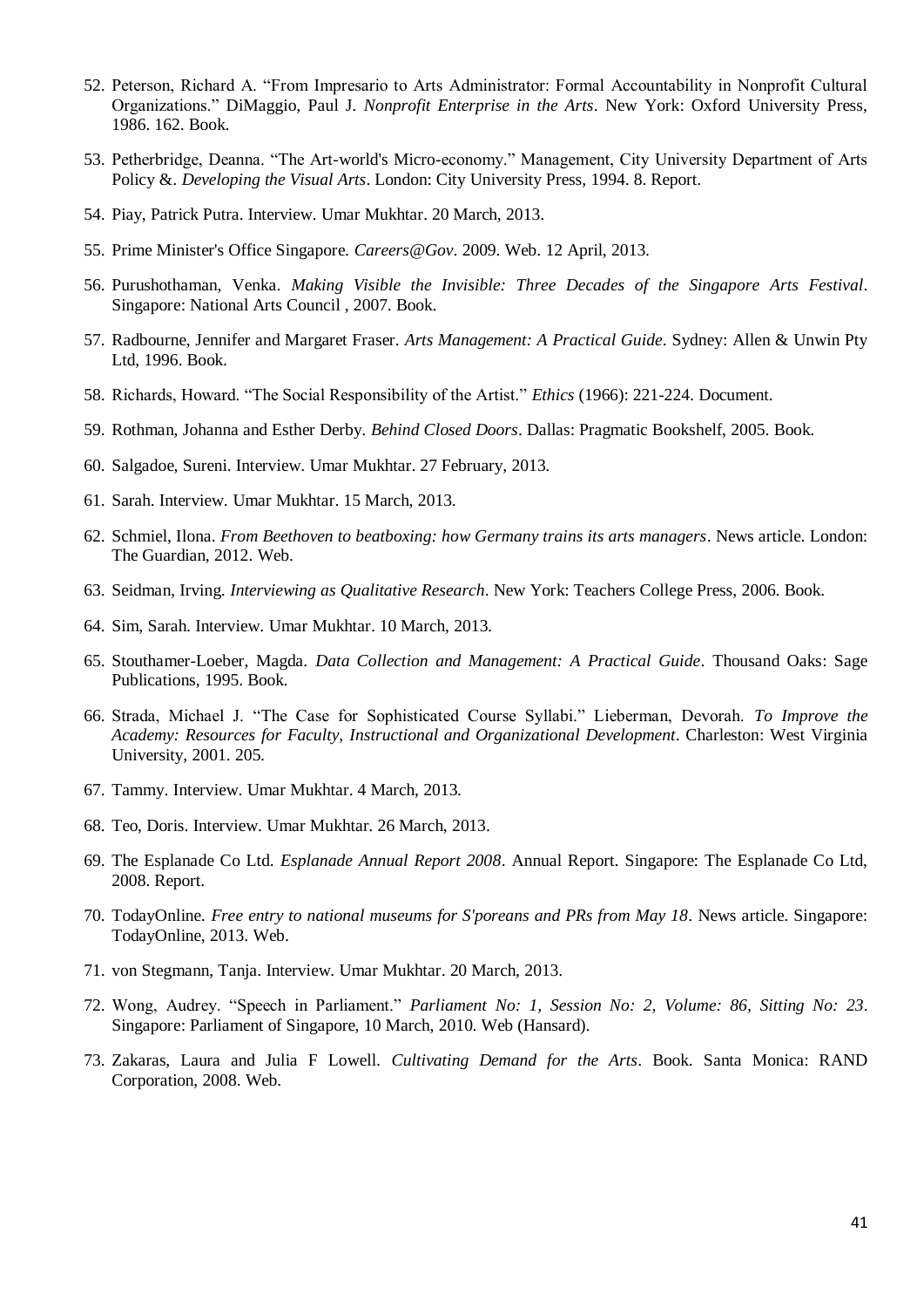52. Peterson, Richard A. "From Impresario to Arts Administrator: Formal Accountability in Nonprofit Cultural Organizations." DiMaggio, Paul J. *Nonprofit Enterprise in the Arts*. New York: Oxford University Press, 1986. 162. Book.

53. Petherbridge, Deanna. "The Art-world's Micro-economy." Management, City University Department of Arts Policy &. *Developing the Visual Arts*. London: City University Press, 1994. 8. Report.

54. Piay, Patrick Putra. Interview. Umar Mukhtar. 20 March, 2013.

55. Prime Minister's Office Singapore. *Careers@Gov*. 2009. Web. 12 April, 2013.

56. Purushothaman, Venka. *Making Visible the Invisible: Three Decades of the Singapore Arts Festival*. Singapore: National Arts Council , 2007. Book.

57. Radbourne, Jennifer and Margaret Fraser. *Arts Management: A Practical Guide*. Sydney: Allen & Unwin Pty Ltd, 1996. Book.

58. Richards, Howard. "The Social Responsibility of the Artist." *Ethics* (1966): 221-224. Document.

59. Rothman, Johanna and Esther Derby. *Behind Closed Doors*. Dallas: Pragmatic Bookshelf, 2005. Book.

60. Salgadoe, Sureni. Interview. Umar Mukhtar. 27 February, 2013.

61. Sarah. Interview. Umar Mukhtar. 15 March, 2013.

62. Schmiel, Ilona. *From Beethoven to beatboxing: how Germany trains its arts managers*. News article. London: The Guardian, 2012. Web.

63. Seidman, Irving. *Interviewing as Qualitative Research*. New York: Teachers College Press, 2006. Book.

64. Sim, Sarah. Interview. Umar Mukhtar. 10 March, 2013.

65. Stouthamer-Loeber, Magda. *Data Collection and Management: A Practical Guide*. Thousand Oaks: Sage Publications, 1995. Book.

66. Strada, Michael J. "The Case for Sophisticated Course Syllabi." Lieberman, Devorah. *To Improve the Academy: Resources for Faculty, Instructional and Organizational Development*. Charleston: West Virginia University, 2001. 205.

67. Tammy. Interview. Umar Mukhtar. 4 March, 2013.

68. Teo, Doris. Interview. Umar Mukhtar. 26 March, 2013.

69. The Esplanade Co Ltd. *Esplanade Annual Report 2008*. Annual Report. Singapore: The Esplanade Co Ltd, 2008. Report.

70. TodayOnline. *Free entry to national museums for S'poreans and PRs from May 18*. News article. Singapore: TodayOnline, 2013. Web.

71. von Stegmann, Tanja. Interview. Umar Mukhtar. 20 March, 2013.

72. Wong, Audrey. "Speech in Parliament." *Parliament No: 1, Session No: 2, Volume: 86, Sitting No: 23*. Singapore: Parliament of Singapore, 10 March, 2010. Web (Hansard).

73. Zakaras, Laura and Julia F Lowell. *Cultivating Demand for the Arts*. Book. Santa Monica: RAND Corporation, 2008. Web.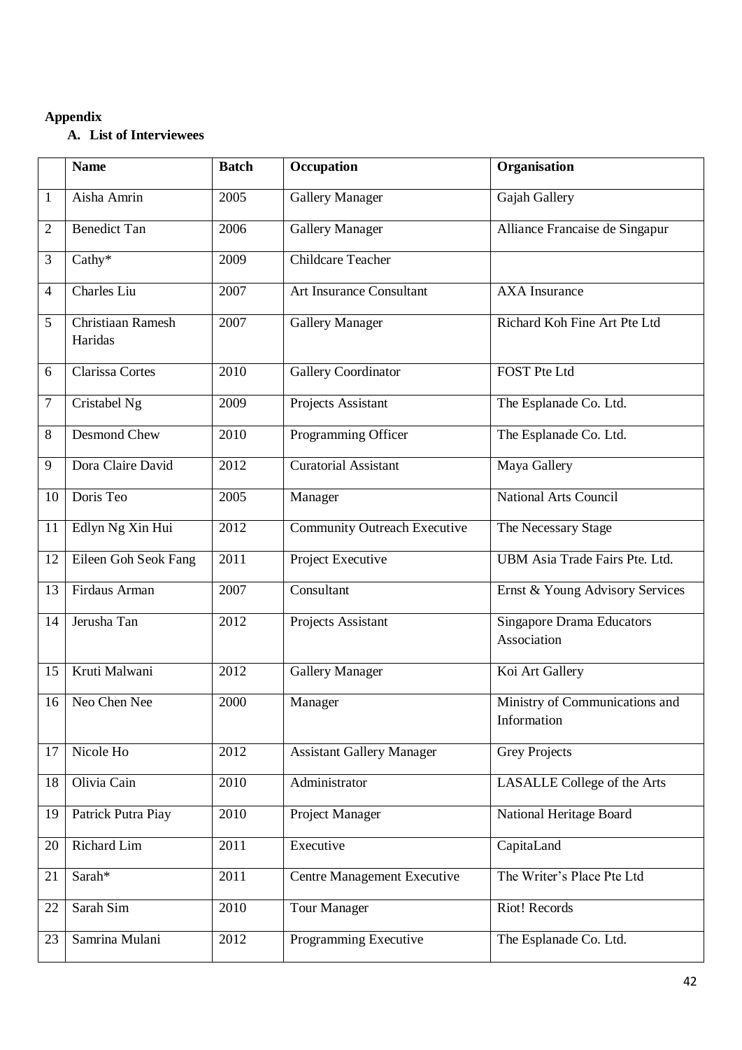**Appendix**

**A. List of Interviewees**

| | Name | Batch | Occupation | Organisation |
|---|---|---|---|---|
| 1 | Aisha Amrin | 2005 | Gallery Manager | Gajah Gallery |
| 2 | Benedict Tan | 2006 | Gallery Manager | Alliance Francaise de Singapur |
| 3 | Cathy* | 2009 | Childcare Teacher | |
| 4 | Charles Liu | 2007 | Art Insurance Consultant | AXA Insurance |
| 5 | Christiaan Ramesh Haridas | 2007 | Gallery Manager | Richard Koh Fine Art Pte Ltd |
| 6 | Clarissa Cortes | 2010 | Gallery Coordinator | FOST Pte Ltd |
| 7 | Cristabel Ng | 2009 | Projects Assistant | The Esplanade Co. Ltd. |
| 8 | Desmond Chew | 2010 | Programming Officer | The Esplanade Co. Ltd. |
| 9 | Dora Claire David | 2012 | Curatorial Assistant | Maya Gallery |
| 10 | Doris Teo | 2005 | Manager | National Arts Council |
| 11 | Edlyn Ng Xin Hui | 2012 | Community Outreach Executive | The Necessary Stage |
| 12 | Eileen Goh Seok Fang | 2011 | Project Executive | UBM Asia Trade Fairs Pte. Ltd. |
| 13 | Firdaus Arman | 2007 | Consultant | Ernst & Young Advisory Services |
| 14 | Jerusha Tan | 2012 | Projects Assistant | Singapore Drama Educators Association |
| 15 | Kruti Malwani | 2012 | Gallery Manager | Koi Art Gallery |
| 16 | Neo Chen Nee | 2000 | Manager | Ministry of Communications and Information |
| 17 | Nicole Ho | 2012 | Assistant Gallery Manager | Grey Projects |
| 18 | Olivia Cain | 2010 | Administrator | LASALLE College of the Arts |
| 19 | Patrick Putra Piay | 2010 | Project Manager | National Heritage Board |
| 20 | Richard Lim | 2011 | Executive | CapitaLand |
| 21 | Sarah* | 2011 | Centre Management Executive | The Writer's Place Pte Ltd |
| 22 | Sarah Sim | 2010 | Tour Manager | Riot! Records |
| 23 | Samrina Mulani | 2012 | Programming Executive | The Esplanade Co. Ltd. |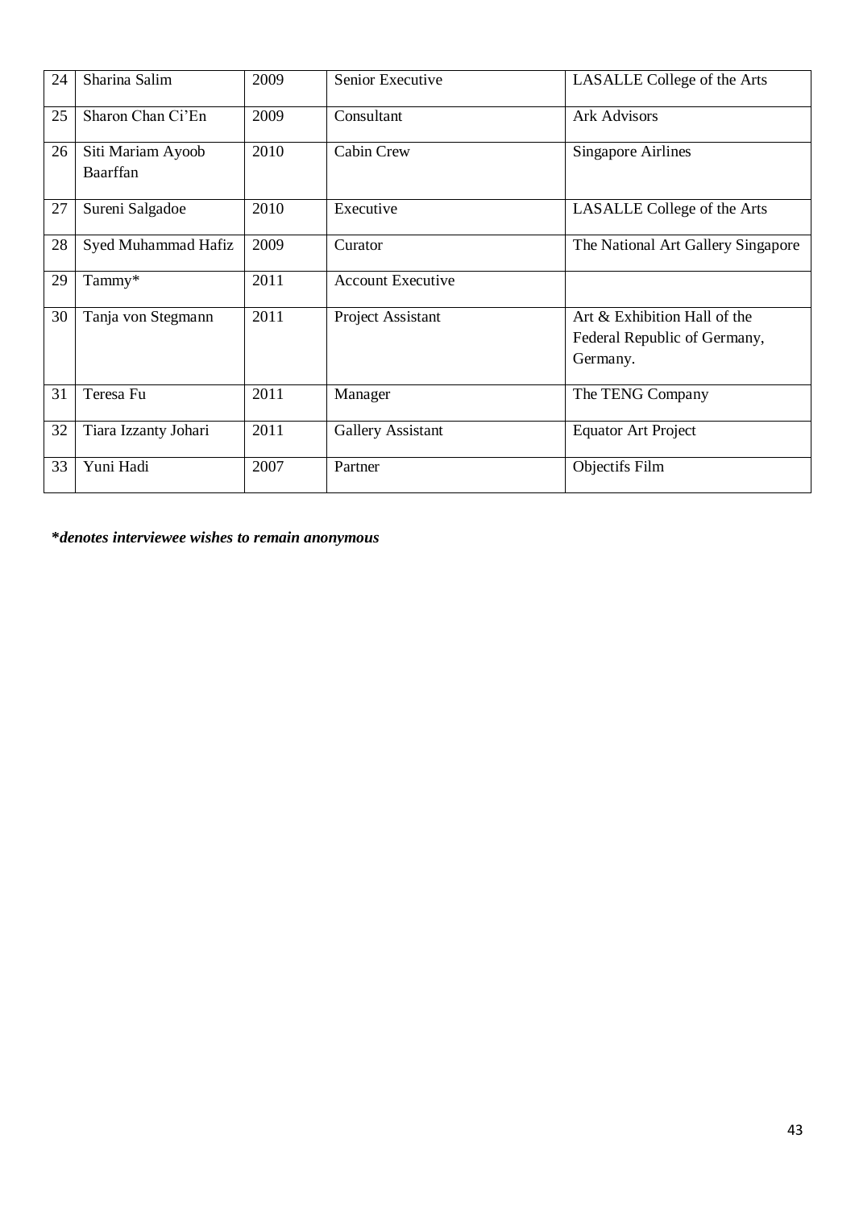| 24 | Sharina Salim | 2009 | Senior Executive | LASALLE College of the Arts |
|---|---|---|---|---|
| 25 | Sharon Chan Ci'En | 2009 | Consultant | Ark Advisors |
| 26 | Siti Mariam Ayoob Baarffan | 2010 | Cabin Crew | Singapore Airlines |
| 27 | Sureni Salgadoe | 2010 | Executive | LASALLE College of the Arts |
| 28 | Syed Muhammad Hafiz | 2009 | Curator | The National Art Gallery Singapore |
| 29 | Tammy* | 2011 | Account Executive | |
| 30 | Tanja von Stegmann | 2011 | Project Assistant | Art & Exhibition Hall of the Federal Republic of Germany, Germany. |
| 31 | Teresa Fu | 2011 | Manager | The TENG Company |
| 32 | Tiara Izzanty Johari | 2011 | Gallery Assistant | Equator Art Project |
| 33 | Yuni Hadi | 2007 | Partner | Objectifs Film |

***denotes interviewee wishes to remain anonymous***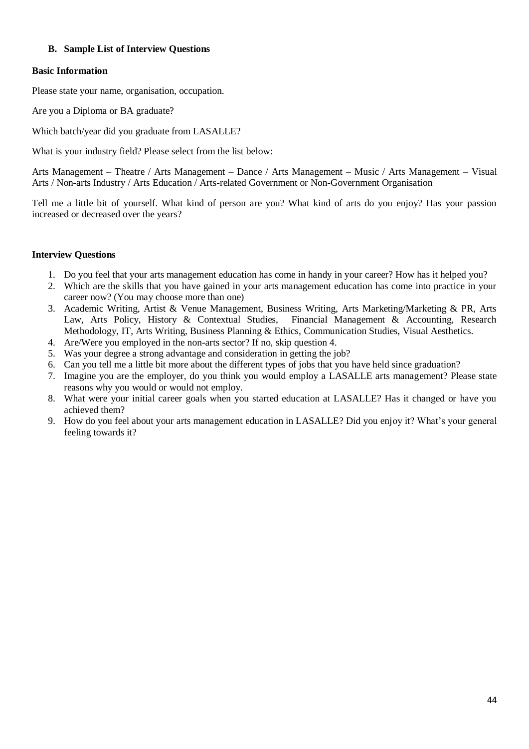### B. Sample List of Interview Questions

**Basic Information**

Please state your name, organisation, occupation.

Are you a Diploma or BA graduate?

Which batch/year did you graduate from LASALLE?

What is your industry field? Please select from the list below:

Arts Management – Theatre / Arts Management – Dance / Arts Management – Music / Arts Management – Visual Arts / Non-arts Industry / Arts Education / Arts-related Government or Non-Government Organisation

Tell me a little bit of yourself. What kind of person are you? What kind of arts do you enjoy? Has your passion increased or decreased over the years?

**Interview Questions**

1. Do you feel that your arts management education has come in handy in your career? How has it helped you?
2. Which are the skills that you have gained in your arts management education has come into practice in your career now? (You may choose more than one)
3. Academic Writing, Artist & Venue Management, Business Writing, Arts Marketing/Marketing & PR, Arts Law, Arts Policy, History & Contextual Studies, Financial Management & Accounting, Research Methodology, IT, Arts Writing, Business Planning & Ethics, Communication Studies, Visual Aesthetics.
4. Are/Were you employed in the non-arts sector? If no, skip question 4.
5. Was your degree a strong advantage and consideration in getting the job?
6. Can you tell me a little bit more about the different types of jobs that you have held since graduation?
7. Imagine you are the employer, do you think you would employ a LASALLE arts management? Please state reasons why you would or would not employ.
8. What were your initial career goals when you started education at LASALLE? Has it changed or have you achieved them?
9. How do you feel about your arts management education in LASALLE? Did you enjoy it? What's your general feeling towards it?